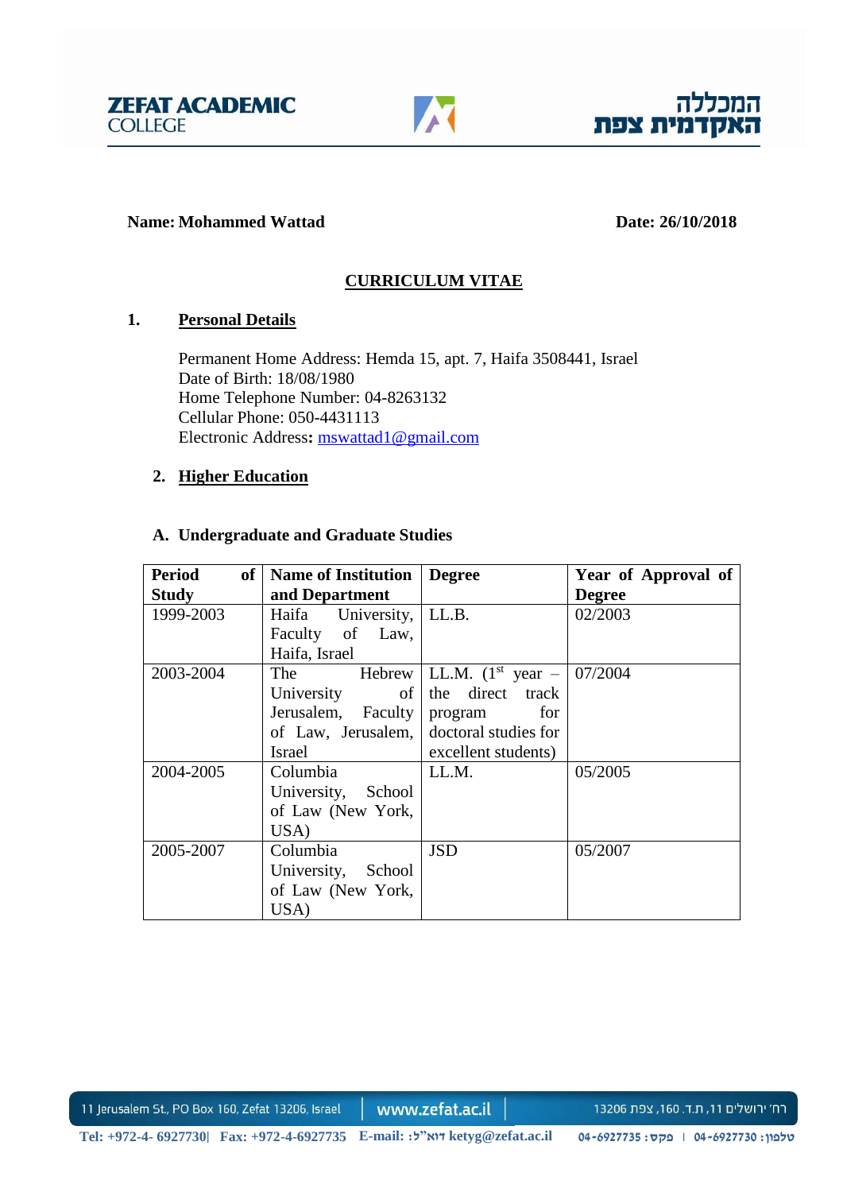**Name: Mohammed Wattad** **Date: 26/10/2018**

# CURRICULUM VITAE

## 1. Personal Details

Permanent Home Address: Hemda 15, apt. 7, Haifa 3508441, Israel
Date of Birth: 18/08/1980
Home Telephone Number: 04-8263132
Cellular Phone: 050-4431113
Electronic Address**:** mswattad1@gmail.com

## 2. Higher Education

### A. Undergraduate and Graduate Studies

| Period of Study | Name of Institution and Department | Degree | Year of Approval of Degree |
|---|---|---|---|
| 1999-2003 | Haifa University, Faculty of Law, Haifa, Israel | LL.B. | 02/2003 |
| 2003-2004 | The Hebrew University of Jerusalem, Faculty of Law, Jerusalem, Israel | LL.M. (1st year – the direct track program for doctoral studies for excellent students) | 07/2004 |
| 2004-2005 | Columbia University, School of Law (New York, USA) | LL.M. | 05/2005 |
| 2005-2007 | Columbia University, School of Law (New York, USA) | JSD | 05/2007 |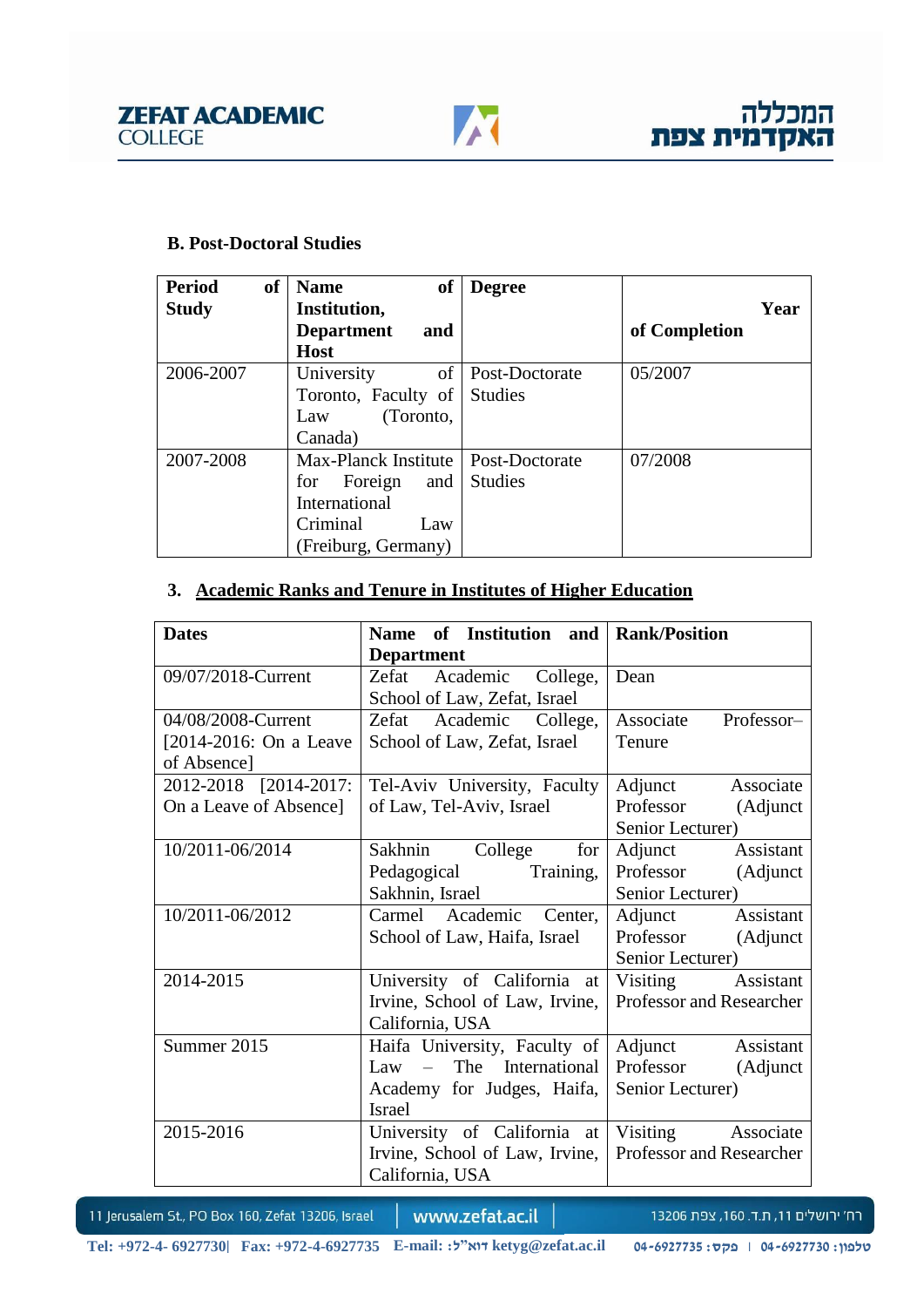### B. Post-Doctoral Studies

| Period of Study | Name of Institution, Department and Host | Degree | Year of Completion |
|---|---|---|---|
| 2006-2007 | University of Toronto, Faculty of Law (Toronto, Canada) | Post-Doctorate Studies | 05/2007 |
| 2007-2008 | Max-Planck Institute for Foreign and International Criminal Law (Freiburg, Germany) | Post-Doctorate Studies | 07/2008 |

### 3. Academic Ranks and Tenure in Institutes of Higher Education

| Dates | Name of Institution and Department | Rank/Position |
|---|---|---|
| 09/07/2018-Current | Zefat Academic College, School of Law, Zefat, Israel | Dean |
| 04/08/2008-Current [2014-2016: On a Leave of Absence] | Zefat Academic College, School of Law, Zefat, Israel | Associate Professor– Tenure |
| 2012-2018 [2014-2017: On a Leave of Absence] | Tel-Aviv University, Faculty of Law, Tel-Aviv, Israel | Adjunct Associate Professor (Adjunct Senior Lecturer) |
| 10/2011-06/2014 | Sakhnin College for Pedagogical Training, Sakhnin, Israel | Adjunct Assistant Professor (Adjunct Senior Lecturer) |
| 10/2011-06/2012 | Carmel Academic Center, School of Law, Haifa, Israel | Adjunct Assistant Professor (Adjunct Senior Lecturer) |
| 2014-2015 | University of California at Irvine, School of Law, Irvine, California, USA | Visiting Assistant Professor and Researcher |
| Summer 2015 | Haifa University, Faculty of Law – The International Academy for Judges, Haifa, Israel | Adjunct Assistant Professor (Adjunct Senior Lecturer) |
| 2015-2016 | University of California at Irvine, School of Law, Irvine, California, USA | Visiting Associate Professor and Researcher |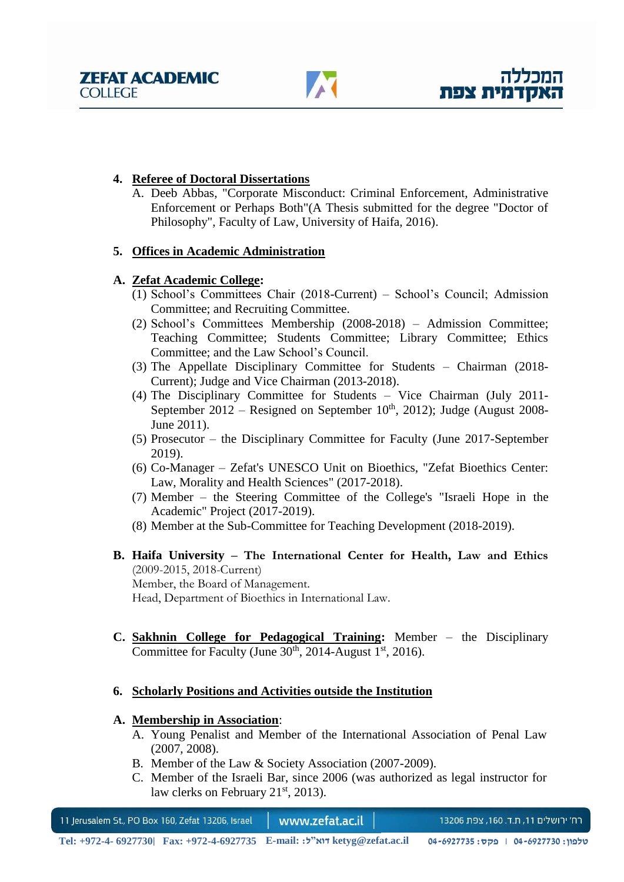4. **Referee of Doctoral Dissertations**
   A. Deeb Abbas, "Corporate Misconduct: Criminal Enforcement, Administrative Enforcement or Perhaps Both"(A Thesis submitted for the degree "Doctor of Philosophy", Faculty of Law, University of Haifa, 2016).

5. **Offices in Academic Administration**

**A. Zefat Academic College:**

(1) School's Committees Chair (2018-Current) – School's Council; Admission Committee; and Recruiting Committee.
(2) School's Committees Membership (2008-2018) – Admission Committee; Teaching Committee; Students Committee; Library Committee; Ethics Committee; and the Law School's Council.
(3) The Appellate Disciplinary Committee for Students – Chairman (2018-Current); Judge and Vice Chairman (2013-2018).
(4) The Disciplinary Committee for Students – Vice Chairman (July 2011-September 2012 – Resigned on September 10th, 2012); Judge (August 2008-June 2011).
(5) Prosecutor – the Disciplinary Committee for Faculty (June 2017-September 2019).
(6) Co-Manager – Zefat's UNESCO Unit on Bioethics, "Zefat Bioethics Center: Law, Morality and Health Sciences" (2017-2018).
(7) Member – the Steering Committee of the College's "Israeli Hope in the Academic" Project (2017-2019).
(8) Member at the Sub-Committee for Teaching Development (2018-2019).

**B. Haifa University – The International Center for Health, Law and Ethics** (2009-2015, 2018-Current)
Member, the Board of Management.
Head, Department of Bioethics in International Law.

**C. Sakhnin College for Pedagogical Training:** Member – the Disciplinary Committee for Faculty (June 30th, 2014-August 1st, 2016).

6. **Scholarly Positions and Activities outside the Institution**

**A. Membership in Association**:

A. Young Penalist and Member of the International Association of Penal Law (2007, 2008).
B. Member of the Law & Society Association (2007-2009).
C. Member of the Israeli Bar, since 2006 (was authorized as legal instructor for law clerks on February 21st, 2013).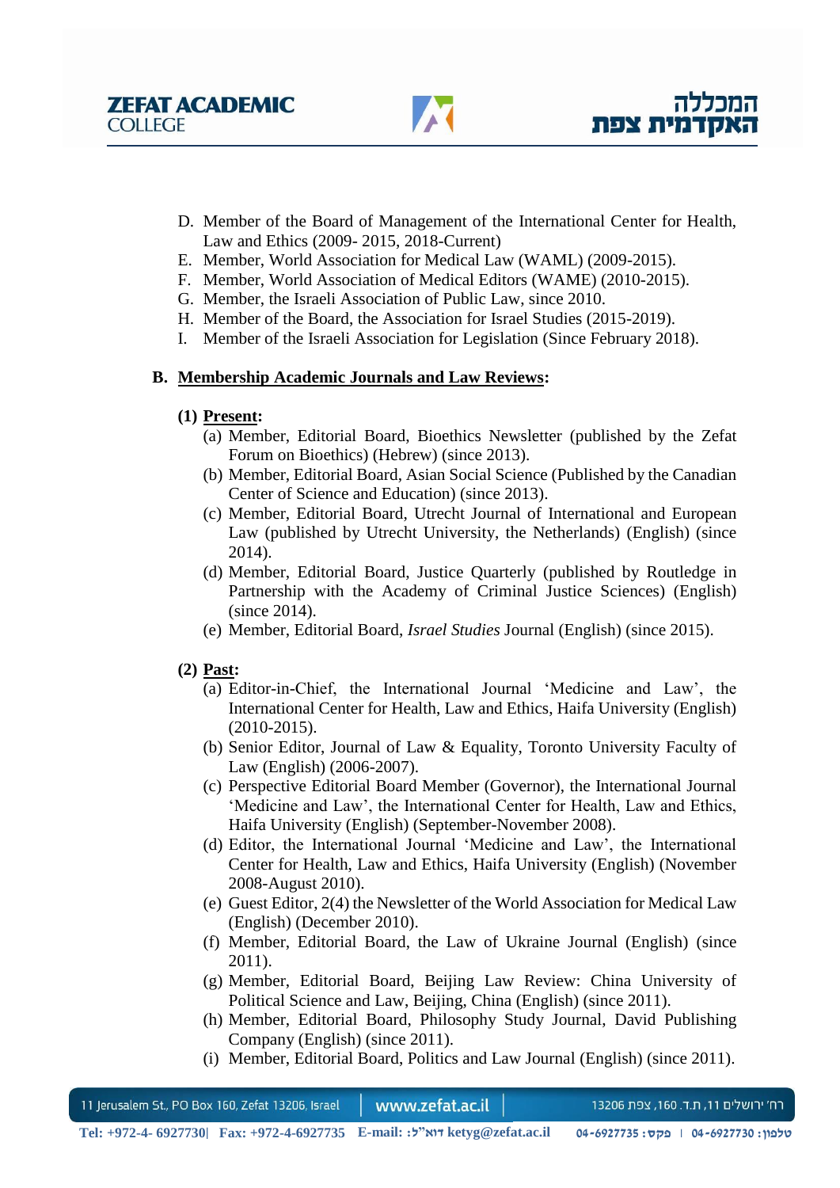D. Member of the Board of Management of the International Center for Health, Law and Ethics (2009- 2015, 2018-Current)
E. Member, World Association for Medical Law (WAML) (2009-2015).
F. Member, World Association of Medical Editors (WAME) (2010-2015).
G. Member, the Israeli Association of Public Law, since 2010.
H. Member of the Board, the Association for Israel Studies (2015-2019).
I. Member of the Israeli Association for Legislation (Since February 2018).

**B. <u>Membership Academic Journals and Law Reviews</u>:**

**(1) <u>Present</u>:**

(a) Member, Editorial Board, Bioethics Newsletter (published by the Zefat Forum on Bioethics) (Hebrew) (since 2013).
(b) Member, Editorial Board, Asian Social Science (Published by the Canadian Center of Science and Education) (since 2013).
(c) Member, Editorial Board, Utrecht Journal of International and European Law (published by Utrecht University, the Netherlands) (English) (since 2014).
(d) Member, Editorial Board, Justice Quarterly (published by Routledge in Partnership with the Academy of Criminal Justice Sciences) (English) (since 2014).
(e) Member, Editorial Board, *Israel Studies* Journal (English) (since 2015).

**(2) <u>Past</u>:**

(a) Editor-in-Chief, the International Journal 'Medicine and Law', the International Center for Health, Law and Ethics, Haifa University (English) (2010-2015).
(b) Senior Editor, Journal of Law & Equality, Toronto University Faculty of Law (English) (2006-2007).
(c) Perspective Editorial Board Member (Governor), the International Journal 'Medicine and Law', the International Center for Health, Law and Ethics, Haifa University (English) (September-November 2008).
(d) Editor, the International Journal 'Medicine and Law', the International Center for Health, Law and Ethics, Haifa University (English) (November 2008-August 2010).
(e) Guest Editor, 2(4) the Newsletter of the World Association for Medical Law (English) (December 2010).
(f) Member, Editorial Board, the Law of Ukraine Journal (English) (since 2011).
(g) Member, Editorial Board, Beijing Law Review: China University of Political Science and Law, Beijing, China (English) (since 2011).
(h) Member, Editorial Board, Philosophy Study Journal, David Publishing Company (English) (since 2011).
(i) Member, Editorial Board, Politics and Law Journal (English) (since 2011).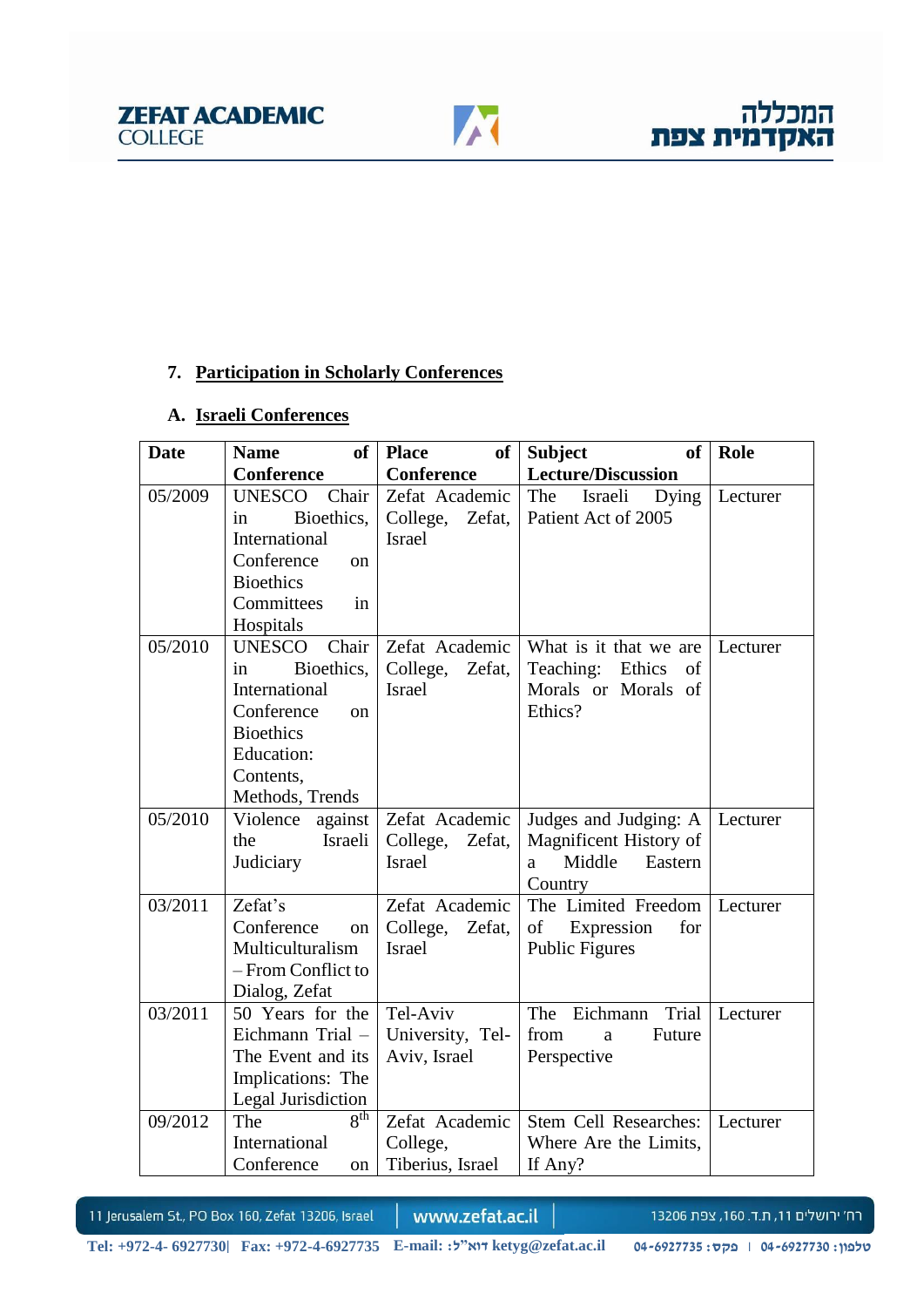7. **Participation in Scholarly Conferences**

A. **Israeli Conferences**

| Date | Name of Conference | Place of Conference | Subject of Lecture/Discussion | Role |
|---|---|---|---|---|
| 05/2009 | UNESCO Chair in Bioethics, International Conference on Bioethics Committees in Hospitals | Zefat Academic College, Zefat, Israel | The Israeli Dying Patient Act of 2005 | Lecturer |
| 05/2010 | UNESCO Chair in Bioethics, International Conference on Bioethics Education: Contents, Methods, Trends | Zefat Academic College, Zefat, Israel | What is it that we are Teaching: Ethics of Morals or Morals of Ethics? | Lecturer |
| 05/2010 | Violence against the Israeli Judiciary | Zefat Academic College, Zefat, Israel | Judges and Judging: A Magnificent History of a Middle Eastern Country | Lecturer |
| 03/2011 | Zefat's Conference on Multiculturalism – From Conflict to Dialog, Zefat | Zefat Academic College, Zefat, Israel | The Limited Freedom of Expression for Public Figures | Lecturer |
| 03/2011 | 50 Years for the Eichmann Trial – The Event and its Implications: The Legal Jurisdiction | Tel-Aviv University, Tel-Aviv, Israel | The Eichmann Trial from a Future Perspective | Lecturer |
| 09/2012 | The 8th International Conference on | Zefat Academic College, Tiberius, Israel | Stem Cell Researches: Where Are the Limits, If Any? | Lecturer |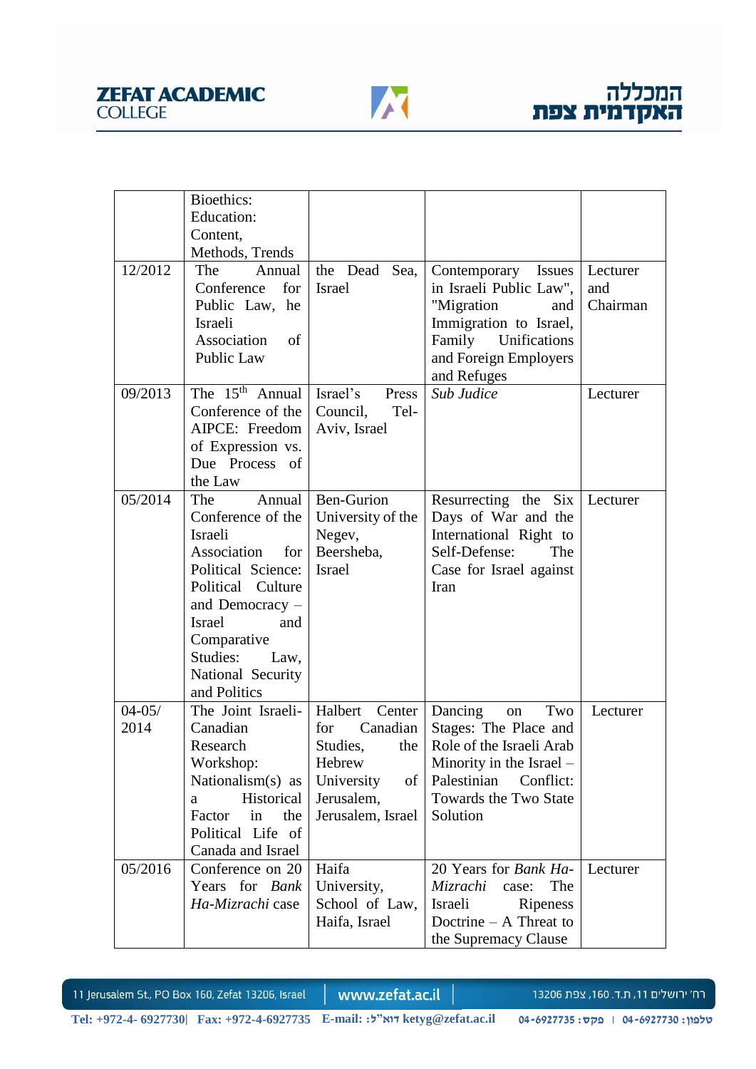| | | | | |
|---|---|---|---|---|
| | Bioethics: Education: Content, Methods, Trends | | | |
| 12/2012 | The Annual Conference for Public Law, he Israeli Association of Public Law | the Dead Sea, Israel | Contemporary Issues in Israeli Public Law", "Migration and Immigration to Israel, Family Unifications and Foreign Employers and Refuges | Lecturer and Chairman |
| 09/2013 | The 15th Annual Conference of the AIPCE: Freedom of Expression vs. Due Process of the Law | Israel's Press Council, Tel-Aviv, Israel | *Sub Judice* | Lecturer |
| 05/2014 | The Annual Conference of the Israeli Association for Political Science: Political Culture and Democracy – Israel and Comparative Studies: Law, National Security and Politics | Ben-Gurion University of the Negev, Beersheba, Israel | Resurrecting the Six Days of War and the International Right to Self-Defense: The Case for Israel against Iran | Lecturer |
| 04-05/ 2014 | The Joint Israeli-Canadian Research Workshop: Nationalism(s) as a Historical Factor in the Political Life of Canada and Israel | Halbert Center for Canadian Studies, the Hebrew University of Jerusalem, Jerusalem, Israel | Dancing on Two Stages: The Place and Role of the Israeli Arab Minority in the Israel – Palestinian Conflict: Towards the Two State Solution | Lecturer |
| 05/2016 | Conference on 20 Years for *Bank Ha-Mizrachi* case | Haifa University, School of Law, Haifa, Israel | 20 Years for *Bank Ha-Mizrachi* case: The Israeli Ripeness Doctrine – A Threat to the Supremacy Clause | Lecturer |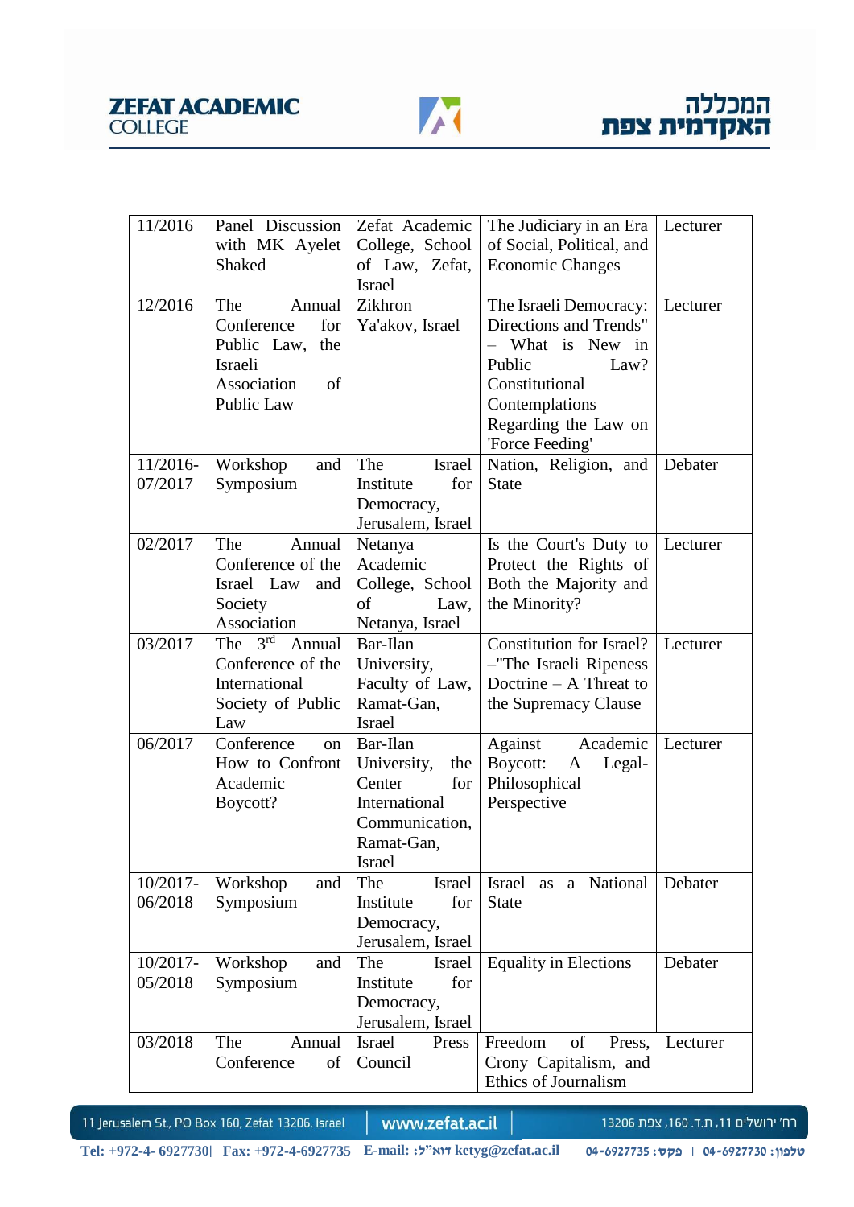| 11/2016 | Panel Discussion with MK Ayelet Shaked | Zefat Academic College, School of Law, Zefat, Israel | The Judiciary in an Era of Social, Political, and Economic Changes | Lecturer |
|---|---|---|---|---|
| 12/2016 | The Annual Conference for Public Law, the Israeli Association of Public Law | Zikhron Ya'akov, Israel | The Israeli Democracy: Directions and Trends" – What is New in Public Law? Constitutional Contemplations Regarding the Law on 'Force Feeding' | Lecturer |
| 11/2016-07/2017 | Workshop and Symposium | The Israel Institute for Democracy, Jerusalem, Israel | Nation, Religion, and State | Debater |
| 02/2017 | The Annual Conference of the Israel Law and Society Association | Netanya Academic College, School of Law, Netanya, Israel | Is the Court's Duty to Protect the Rights of Both the Majority and the Minority? | Lecturer |
| 03/2017 | The 3rd Annual Conference of the International Society of Public Law | Bar-Ilan University, Faculty of Law, Ramat-Gan, Israel | Constitution for Israel? –"The Israeli Ripeness Doctrine – A Threat to the Supremacy Clause | Lecturer |
| 06/2017 | Conference on How to Confront Academic Boycott? | Bar-Ilan University, the Center for International Communication, Ramat-Gan, Israel | Against Academic Boycott: A Legal-Philosophical Perspective | Lecturer |
| 10/2017-06/2018 | Workshop and Symposium | The Israel Institute for Democracy, Jerusalem, Israel | Israel as a National State | Debater |
| 10/2017-05/2018 | Workshop and Symposium | The Israel Institute for Democracy, Jerusalem, Israel | Equality in Elections | Debater |
| 03/2018 | The Annual Conference of | Israel Press Council | Freedom of Press, Crony Capitalism, and Ethics of Journalism | Lecturer |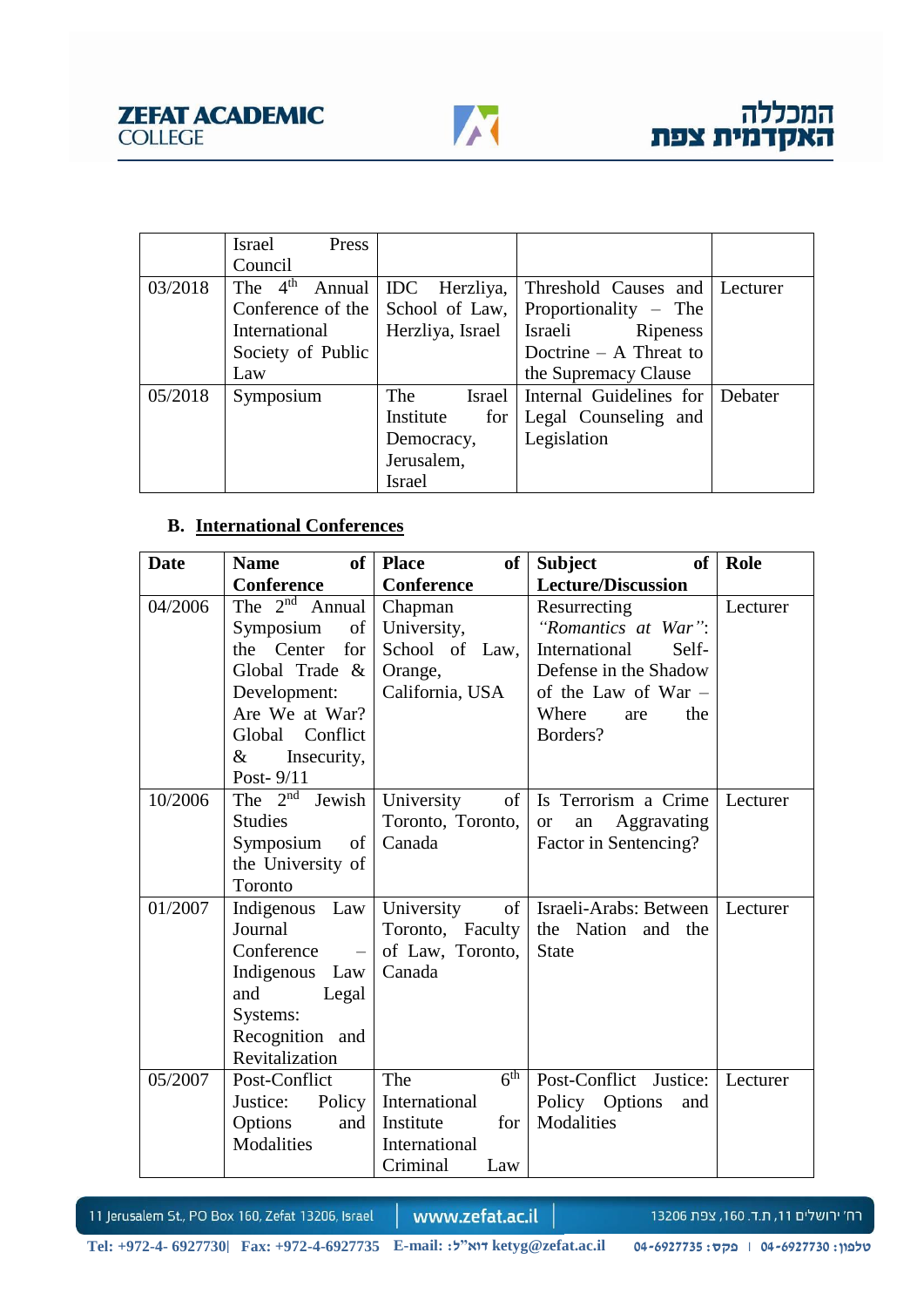| | Israel Press Council | | | |
|---|---|---|---|---|
| 03/2018 | The 4th Annual Conference of the International Society of Public Law | IDC Herzliya, School of Law, Herzliya, Israel | Threshold Causes and Proportionality – The Israeli Ripeness Doctrine – A Threat to the Supremacy Clause | Lecturer |
| 05/2018 | Symposium | The Israel Institute for Democracy, Jerusalem, Israel | Internal Guidelines for Legal Counseling and Legislation | Debater |

### B. International Conferences

| Date | Name of Conference | Place of Conference | Subject of Lecture/Discussion | Role |
|---|---|---|---|---|
| 04/2006 | The 2nd Annual Symposium of the Center for Global Trade & Development: Are We at War? Global Conflict & Insecurity, Post- 9/11 | Chapman University, School of Law, Orange, California, USA | Resurrecting *"Romantics at War"*: International Self-Defense in the Shadow of the Law of War – Where are the Borders? | Lecturer |
| 10/2006 | The 2nd Jewish Studies Symposium of the University of Toronto | University of Toronto, Toronto, Canada | Is Terrorism a Crime or an Aggravating Factor in Sentencing? | Lecturer |
| 01/2007 | Indigenous Law Journal Conference – Indigenous Law and Legal Systems: Recognition and Revitalization | University of Toronto, Faculty of Law, Toronto, Canada | Israeli-Arabs: Between the Nation and the State | Lecturer |
| 05/2007 | Post-Conflict Justice: Policy Options and Modalities | The 6th International Institute for International Criminal Law | Post-Conflict Justice: Policy Options and Modalities | Lecturer |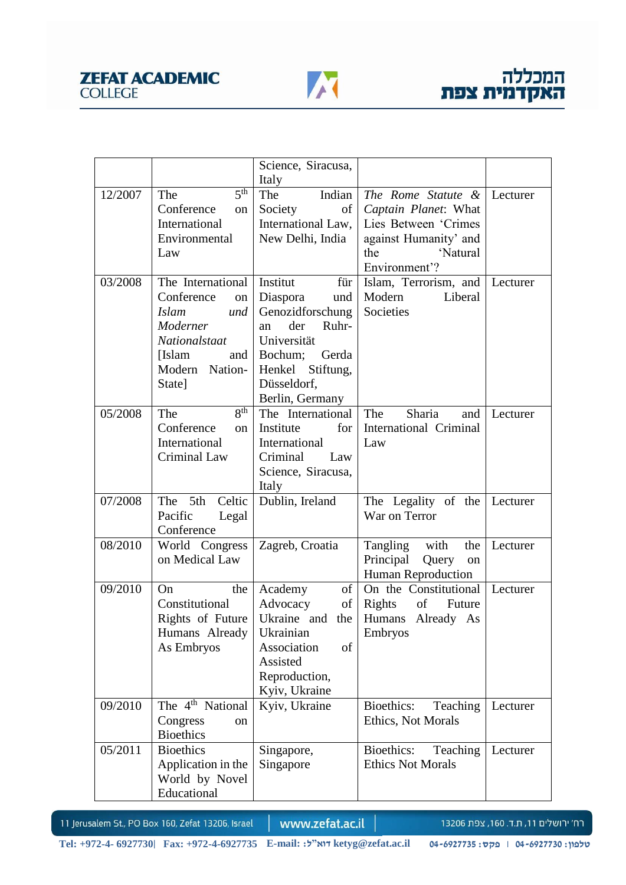| | | | | |
|---|---|---|---|---|
| | | Science, Siracusa, Italy | | |
| 12/2007 | The 5th Conference on International Environmental Law | The Indian Society of International Law, New Delhi, India | *The Rome Statute* & *Captain Planet*: What Lies Between 'Crimes against Humanity' and the 'Natural Environment'? | Lecturer |
| 03/2008 | The International Conference on *Islam und Moderner Nationalstaat* [Islam and Modern Nation-State] | Institut für Diaspora und Genozidforschung an der Ruhr-Universität Bochum; Gerda Henkel Stiftung, Düsseldorf, Berlin, Germany | Islam, Terrorism, and Modern Liberal Societies | Lecturer |
| 05/2008 | The 8th Conference on International Criminal Law | The International Institute for International Criminal Law Science, Siracusa, Italy | The Sharia and International Criminal Law | Lecturer |
| 07/2008 | The 5th Celtic Pacific Legal Conference | Dublin, Ireland | The Legality of the War on Terror | Lecturer |
| 08/2010 | World Congress on Medical Law | Zagreb, Croatia | Tangling with the Principal Query on Human Reproduction | Lecturer |
| 09/2010 | On the Constitutional Rights of Future Humans Already As Embryos | Academy of Advocacy of Ukraine and the Ukrainian Association of Assisted Reproduction, Kyiv, Ukraine | On the Constitutional Rights of Future Humans Already As Embryos | Lecturer |
| 09/2010 | The 4th National Congress on Bioethics | Kyiv, Ukraine | Bioethics: Teaching Ethics, Not Morals | Lecturer |
| 05/2011 | Bioethics Application in the World by Novel Educational | Singapore, Singapore | Bioethics: Teaching Ethics Not Morals | Lecturer |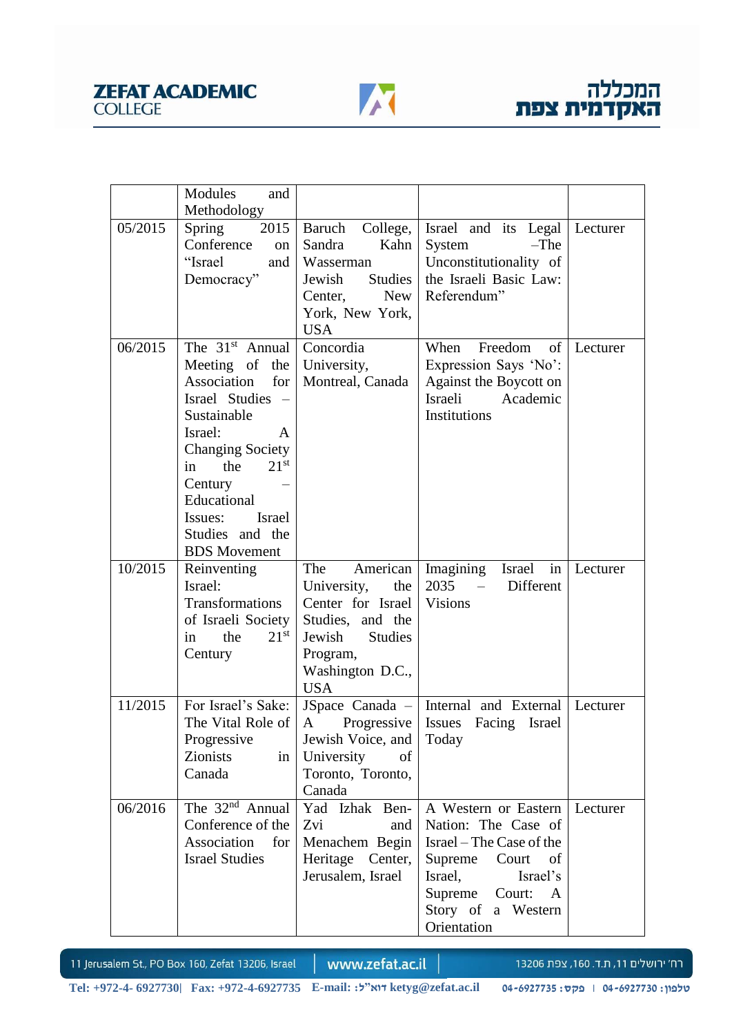| | | | | |
|---|---|---|---|---|
| | Modules and Methodology | | | |
| 05/2015 | Spring 2015 Conference on "Israel and Democracy" | Baruch College, Sandra Kahn Wasserman Jewish Studies Center, New York, New York, USA | Israel and its Legal System –The Unconstitutionality of the Israeli Basic Law: Referendum" | Lecturer |
| 06/2015 | The 31st Annual Meeting of the Association for Israel Studies – Sustainable Israel: A Changing Society in the 21st Century – Educational Issues: Israel Studies and the BDS Movement | Concordia University, Montreal, Canada | When Freedom of Expression Says 'No': Against the Boycott on Israeli Academic Institutions | Lecturer |
| 10/2015 | Reinventing Israel: Transformations of Israeli Society in the 21st Century | The American University, the Center for Israel Studies, and the Jewish Studies Program, Washington D.C., USA | Imagining Israel in 2035 – Different Visions | Lecturer |
| 11/2015 | For Israel's Sake: The Vital Role of Progressive Zionists in Canada | JSpace Canada – A Progressive Jewish Voice, and University of Toronto, Toronto, Canada | Internal and External Issues Facing Israel Today | Lecturer |
| 06/2016 | The 32nd Annual Conference of the Association for Israel Studies | Yad Izhak Ben-Zvi and Menachem Begin Heritage Center, Jerusalem, Israel | A Western or Eastern Nation: The Case of Israel – The Case of the Supreme Court of Israel, Israel's Supreme Court: A Story of a Western Orientation | Lecturer |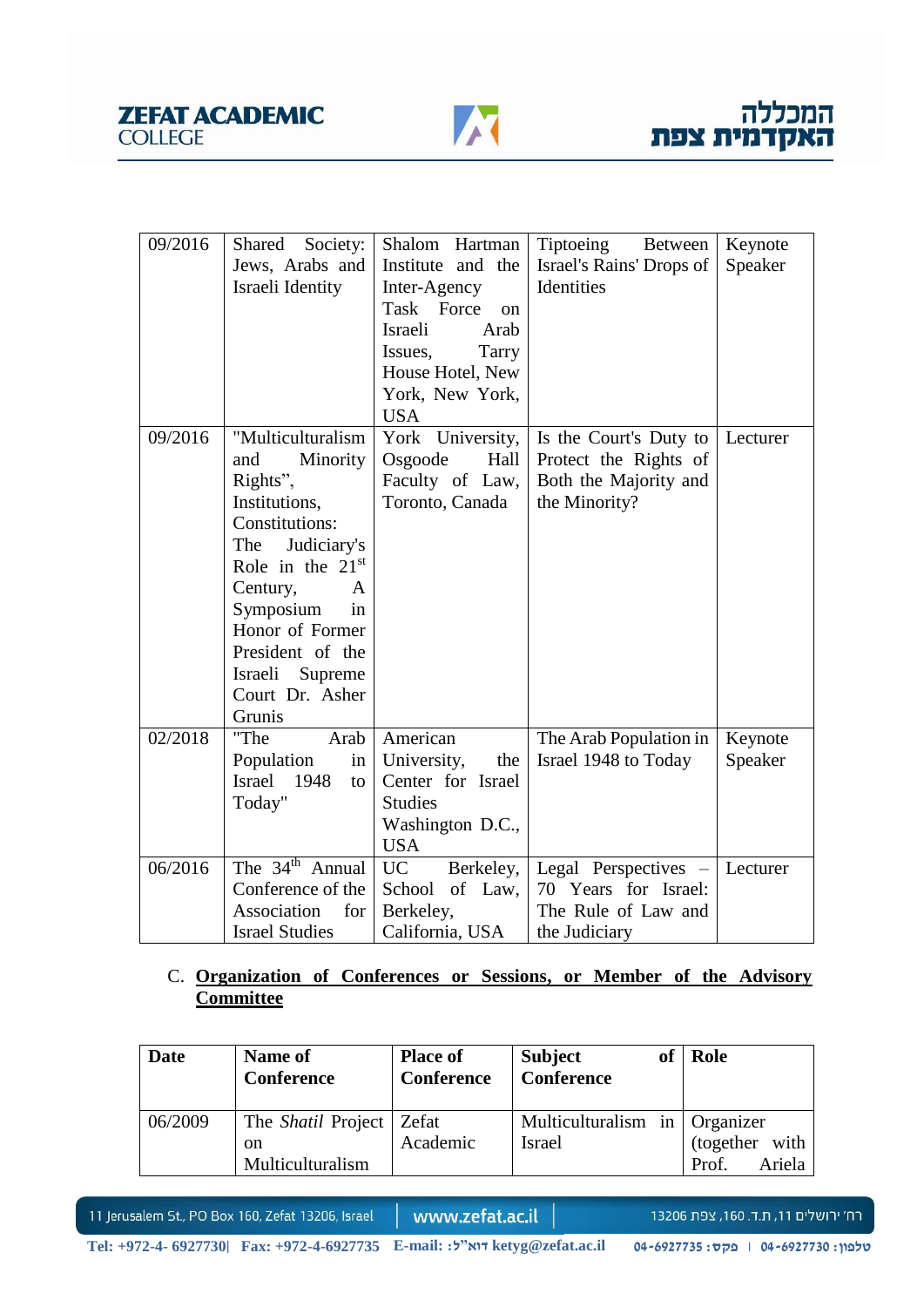| | | | | |
|---|---|---|---|---|
| 09/2016 | Shared Society: Jews, Arabs and Israeli Identity | Shalom Hartman Institute and the Inter-Agency Task Force on Israeli Arab Issues, Tarry House Hotel, New York, New York, USA | Tiptoeing Between Israel's Rains' Drops of Identities | Keynote Speaker |
| 09/2016 | "Multiculturalism and Minority Rights", Institutions, Constitutions: The Judiciary's Role in the 21st Century, A Symposium in Honor of Former President of the Israeli Supreme Court Dr. Asher Grunis | York University, Osgoode Hall Faculty of Law, Toronto, Canada | Is the Court's Duty to Protect the Rights of Both the Majority and the Minority? | Lecturer |
| 02/2018 | "The Arab Population in Israel 1948 to Today" | American University, the Center for Israel Studies Washington D.C., USA | The Arab Population in Israel 1948 to Today | Keynote Speaker |
| 06/2016 | The 34th Annual Conference of the Association for Israel Studies | UC Berkeley, School of Law, Berkeley, California, USA | Legal Perspectives – 70 Years for Israel: The Rule of Law and the Judiciary | Lecturer |

C. **<u>Organization of Conferences or Sessions, or Member of the Advisory Committee</u>**

| **Date** | **Name of Conference** | **Place of Conference** | **Subject of Conference** | **Role** |
|---|---|---|---|---|
| 06/2009 | The *Shatil* Project on Multiculturalism | Zefat Academic | Multiculturalism in Israel | Organizer (together with Prof. Ariela |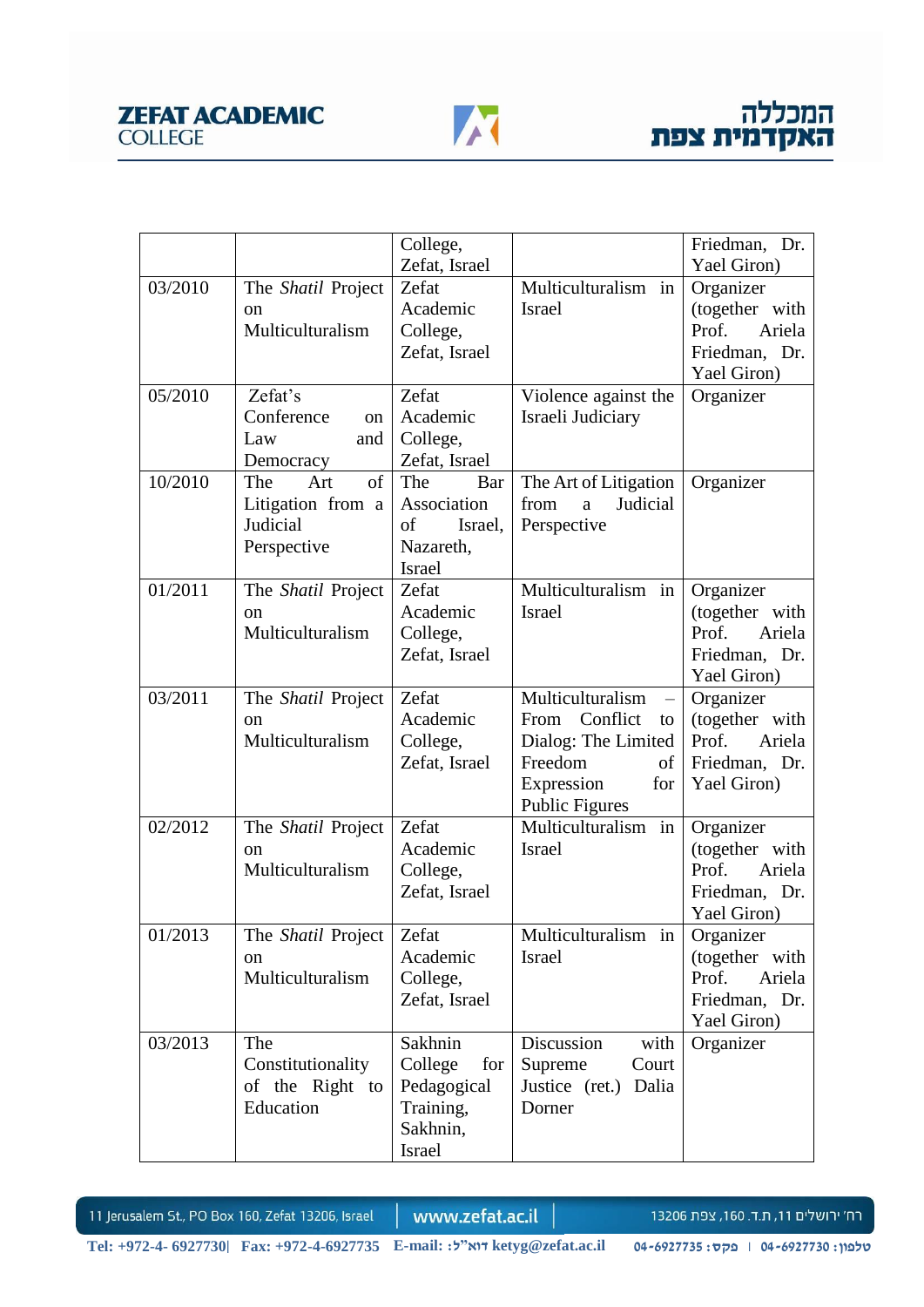|  |  | College, Zefat, Israel |  | Friedman, Dr. Yael Giron) |
|---|---|---|---|---|
| 03/2010 | The *Shatil* Project on Multiculturalism | Zefat Academic College, Zefat, Israel | Multiculturalism in Israel | Organizer (together with Prof. Ariela Friedman, Dr. Yael Giron) |
| 05/2010 | Zefat's Conference on Law and Democracy | Zefat Academic College, Zefat, Israel | Violence against the Israeli Judiciary | Organizer |
| 10/2010 | The Art of Litigation from a Judicial Perspective | The Bar Association of Israel, Nazareth, Israel | The Art of Litigation from a Judicial Perspective | Organizer |
| 01/2011 | The *Shatil* Project on Multiculturalism | Zefat Academic College, Zefat, Israel | Multiculturalism in Israel | Organizer (together with Prof. Ariela Friedman, Dr. Yael Giron) |
| 03/2011 | The *Shatil* Project on Multiculturalism | Zefat Academic College, Zefat, Israel | Multiculturalism – From Conflict to Dialog: The Limited Freedom of Expression for Public Figures | Organizer (together with Prof. Ariela Friedman, Dr. Yael Giron) |
| 02/2012 | The *Shatil* Project on Multiculturalism | Zefat Academic College, Zefat, Israel | Multiculturalism in Israel | Organizer (together with Prof. Ariela Friedman, Dr. Yael Giron) |
| 01/2013 | The *Shatil* Project on Multiculturalism | Zefat Academic College, Zefat, Israel | Multiculturalism in Israel | Organizer (together with Prof. Ariela Friedman, Dr. Yael Giron) |
| 03/2013 | The Constitutionality of the Right to Education | Sakhnin College for Pedagogical Training, Sakhnin, Israel | Discussion with Supreme Court Justice (ret.) Dalia Dorner | Organizer |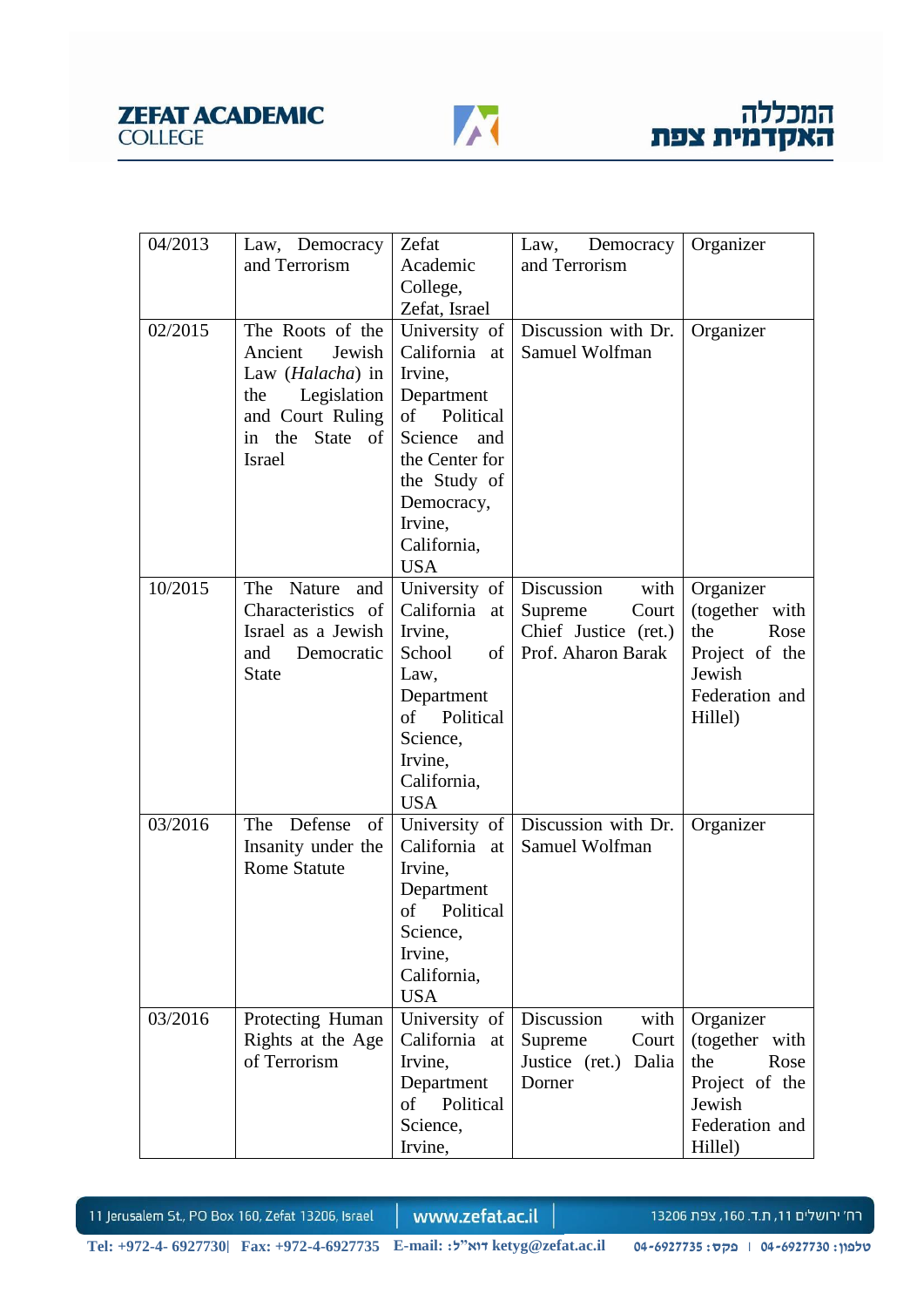| 04/2013 | Law, Democracy and Terrorism | Zefat Academic College, Zefat, Israel | Law, Democracy and Terrorism | Organizer |
|---|---|---|---|---|
| 02/2015 | The Roots of the Ancient Jewish Law (*Halacha*) in the Legislation and Court Ruling in the State of Israel | University of California at Irvine, Department of Political Science and the Center for the Study of Democracy, Irvine, California, USA | Discussion with Dr. Samuel Wolfman | Organizer |
| 10/2015 | The Nature and Characteristics of Israel as a Jewish and Democratic State | University of California at Irvine, School of Law, Department of Political Science, Irvine, California, USA | Discussion with Supreme Court Chief Justice (ret.) Prof. Aharon Barak | Organizer (together with the Rose Project of the Jewish Federation and Hillel) |
| 03/2016 | The Defense of Insanity under the Rome Statute | University of California at Irvine, Department of Political Science, Irvine, California, USA | Discussion with Dr. Samuel Wolfman | Organizer |
| 03/2016 | Protecting Human Rights at the Age of Terrorism | University of California at Irvine, Department of Political Science, Irvine, | Discussion with Supreme Court Justice (ret.) Dalia Dorner | Organizer (together with the Rose Project of the Jewish Federation and Hillel) |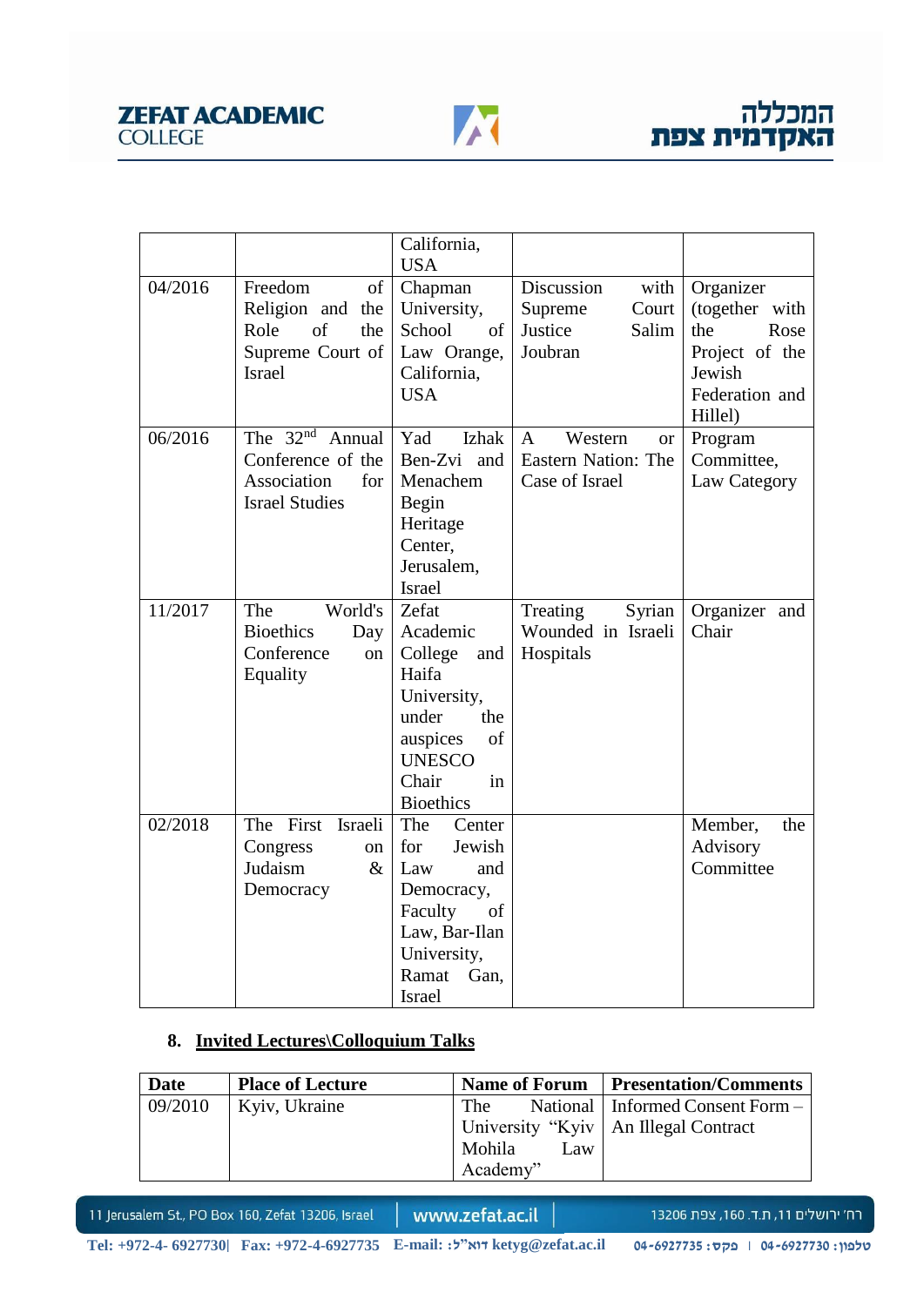| | | California, USA | | |
|---|---|---|---|---|
| 04/2016 | Freedom of Religion and the Role of the Supreme Court of Israel | Chapman University, School of Law Orange, California, USA | Discussion with Supreme Court Justice Salim Joubran | Organizer (together with the Rose Project of the Jewish Federation and Hillel) |
| 06/2016 | The 32nd Annual Conference of the Association for Israel Studies | Yad Izhak Ben-Zvi and Menachem Begin Heritage Center, Jerusalem, Israel | A Western or Eastern Nation: The Case of Israel | Program Committee, Law Category |
| 11/2017 | The World's Bioethics Day Conference on Equality | Zefat Academic College and Haifa University, under the auspices of UNESCO Chair in Bioethics | Treating Syrian Wounded in Israeli Hospitals | Organizer and Chair |
| 02/2018 | The First Israeli Congress on Judaism & Democracy | The Center for Jewish Law and Democracy, Faculty of Law, Bar-Ilan University, Ramat Gan, Israel | | Member, the Advisory Committee |

## 8. Invited Lectures\Colloquium Talks

| Date | Place of Lecture | Name of Forum | Presentation/Comments |
|---|---|---|---|
| 09/2010 | Kyiv, Ukraine | The National University "Kyiv Mohila Law Academy" | Informed Consent Form – An Illegal Contract |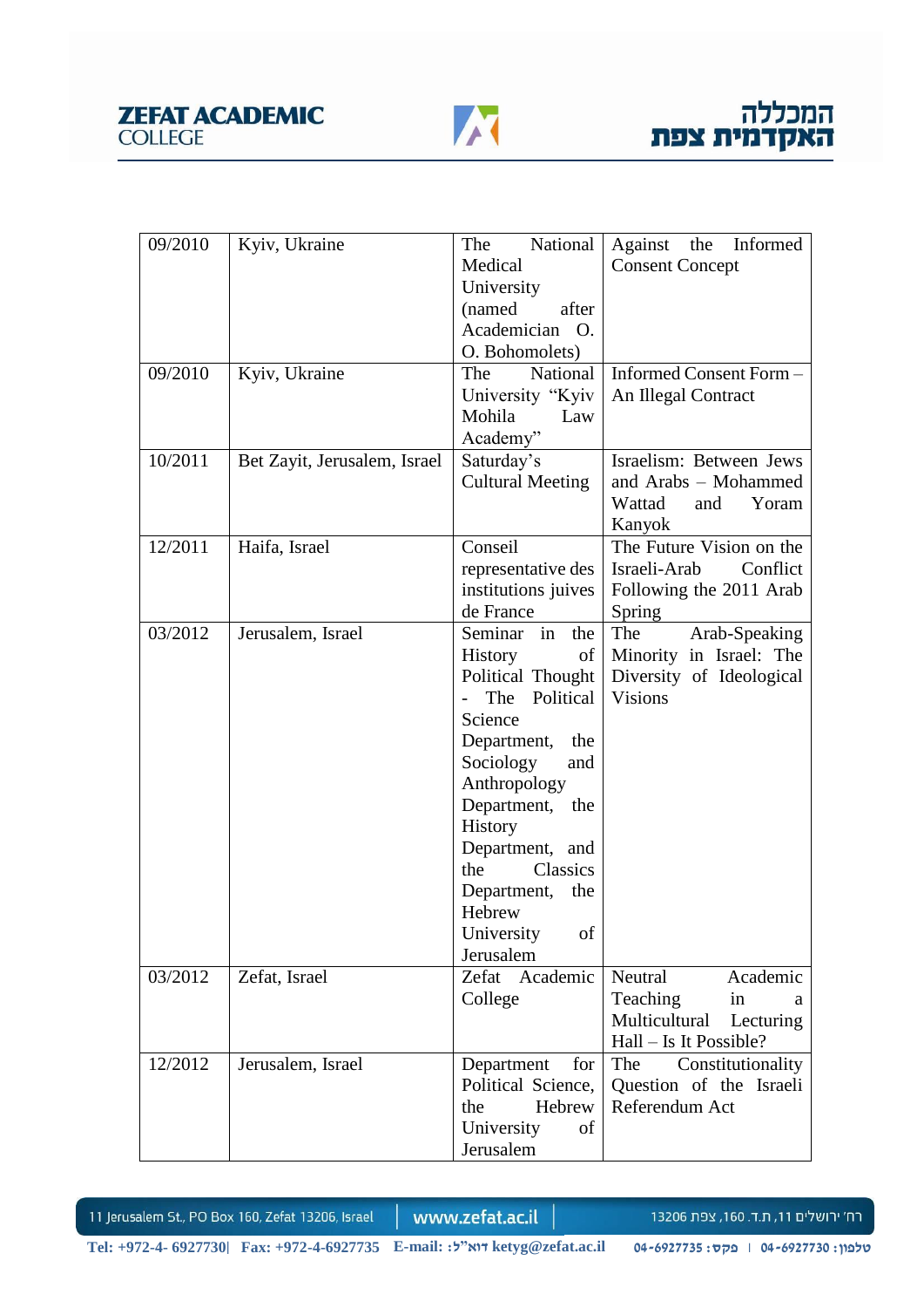| 09/2010 | Kyiv, Ukraine | The National Medical University (named after Academician O. O. Bohomolets) | Against the Informed Consent Concept |
|---|---|---|---|
| 09/2010 | Kyiv, Ukraine | The National University "Kyiv Mohila Law Academy" | Informed Consent Form – An Illegal Contract |
| 10/2011 | Bet Zayit, Jerusalem, Israel | Saturday's Cultural Meeting | Israelism: Between Jews and Arabs – Mohammed Wattad and Yoram Kanyok |
| 12/2011 | Haifa, Israel | Conseil representative des institutions juives de France | The Future Vision on the Israeli-Arab Conflict Following the 2011 Arab Spring |
| 03/2012 | Jerusalem, Israel | Seminar in the History of Political Thought - The Political Science Department, the Sociology and Anthropology Department, the History Department, and the Classics Department, the Hebrew University of Jerusalem | The Arab-Speaking Minority in Israel: The Diversity of Ideological Visions |
| 03/2012 | Zefat, Israel | Zefat Academic College | Neutral Academic Teaching in a Multicultural Lecturing Hall – Is It Possible? |
| 12/2012 | Jerusalem, Israel | Department for Political Science, the Hebrew University of Jerusalem | The Constitutionality Question of the Israeli Referendum Act |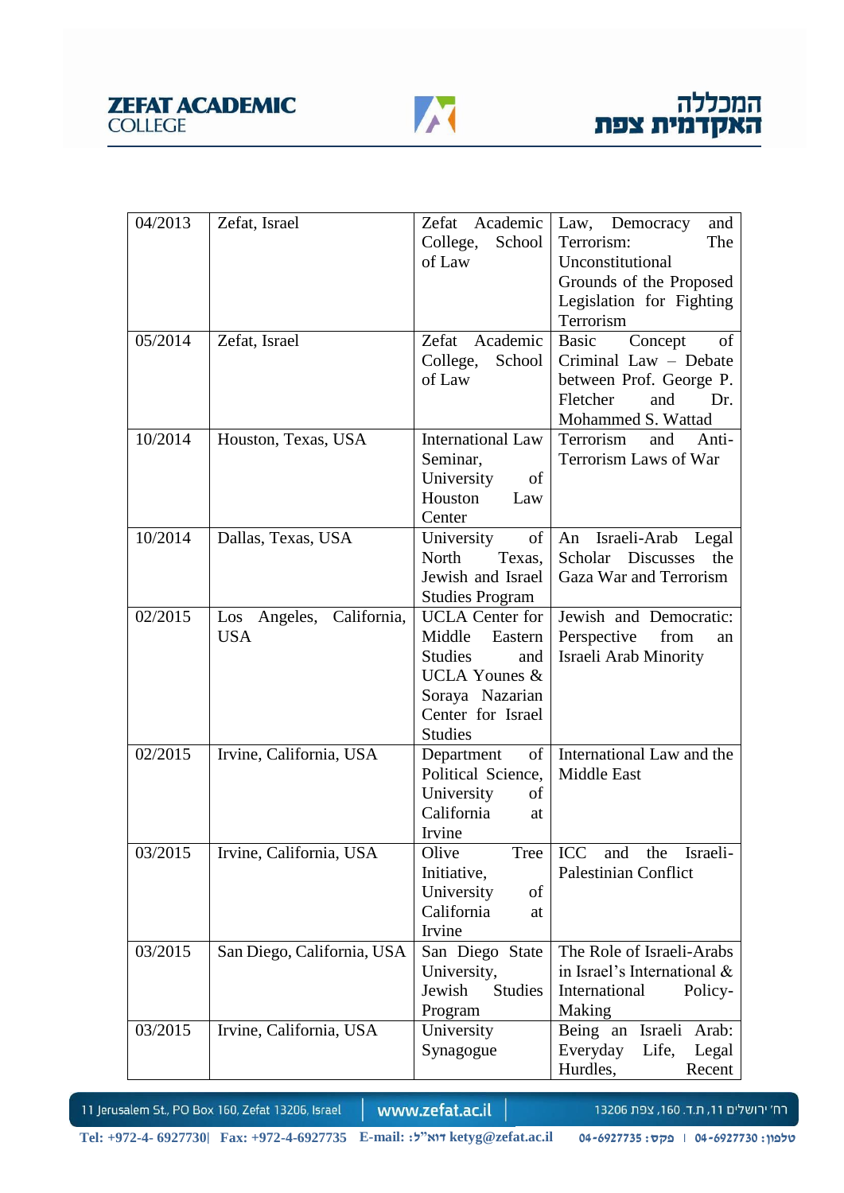| | | | |
|---|---|---|---|
| 04/2013 | Zefat, Israel | Zefat Academic College, School of Law | Law, Democracy and Terrorism: The Unconstitutional Grounds of the Proposed Legislation for Fighting Terrorism |
| 05/2014 | Zefat, Israel | Zefat Academic College, School of Law | Basic Concept of Criminal Law – Debate between Prof. George P. Fletcher and Dr. Mohammed S. Wattad |
| 10/2014 | Houston, Texas, USA | International Law Seminar, University of Houston Law Center | Terrorism and Anti-Terrorism Laws of War |
| 10/2014 | Dallas, Texas, USA | University of North Texas, Jewish and Israel Studies Program | An Israeli-Arab Legal Scholar Discusses the Gaza War and Terrorism |
| 02/2015 | Los Angeles, California, USA | UCLA Center for Middle Eastern Studies and UCLA Younes & Soraya Nazarian Center for Israel Studies | Jewish and Democratic: Perspective from an Israeli Arab Minority |
| 02/2015 | Irvine, California, USA | Department of Political Science, University of California at Irvine | International Law and the Middle East |
| 03/2015 | Irvine, California, USA | Olive Tree Initiative, University of California at Irvine | ICC and the Israeli-Palestinian Conflict |
| 03/2015 | San Diego, California, USA | San Diego State University, Jewish Studies Program | The Role of Israeli-Arabs in Israel's International & International Policy-Making |
| 03/2015 | Irvine, California, USA | University Synagogue | Being an Israeli Arab: Everyday Life, Legal Hurdles, Recent |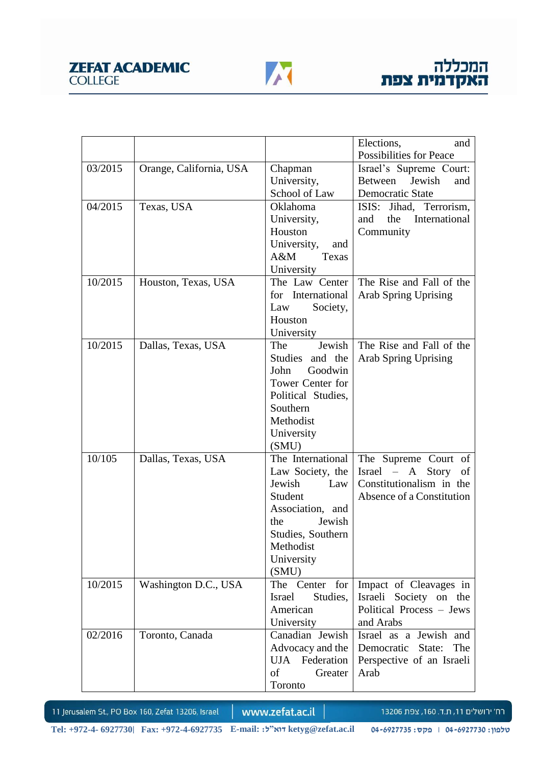| | | | |
|---|---|---|---|
| | | | Elections, and Possibilities for Peace |
| 03/2015 | Orange, California, USA | Chapman University, School of Law | Israel's Supreme Court: Between Jewish and Democratic State |
| 04/2015 | Texas, USA | Oklahoma University, Houston University, and A&M Texas University | ISIS: Jihad, Terrorism, and the International Community |
| 10/2015 | Houston, Texas, USA | The Law Center for International Law Society, Houston University | The Rise and Fall of the Arab Spring Uprising |
| 10/2015 | Dallas, Texas, USA | The Jewish Studies and the John Goodwin Tower Center for Political Studies, Southern Methodist University (SMU) | The Rise and Fall of the Arab Spring Uprising |
| 10/105 | Dallas, Texas, USA | The International Law Society, the Jewish Law Student Association, and the Jewish Studies, Southern Methodist University (SMU) | The Supreme Court of Israel – A Story of Constitutionalism in the Absence of a Constitution |
| 10/2015 | Washington D.C., USA | The Center for Israel Studies, American University | Impact of Cleavages in Israeli Society on the Political Process – Jews and Arabs |
| 02/2016 | Toronto, Canada | Canadian Jewish Advocacy and the UJA Federation of Greater Toronto | Israel as a Jewish and Democratic State: The Perspective of an Israeli Arab |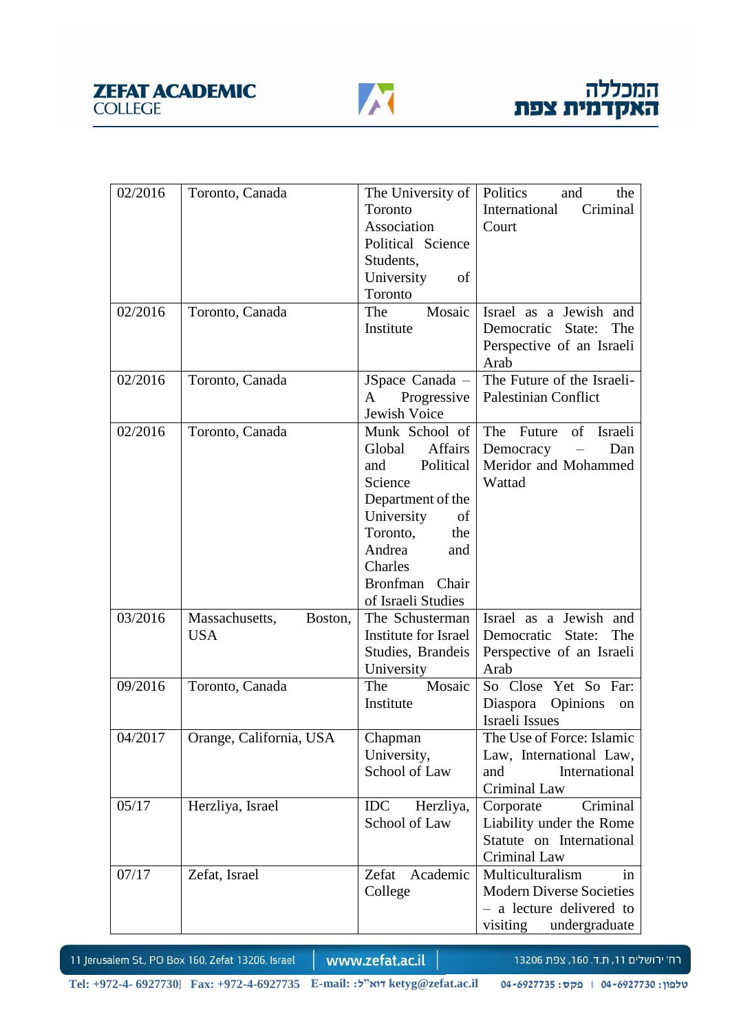| 02/2016 | Toronto, Canada | The University of Toronto Association Political Science Students, University of Toronto | Politics and the International Criminal Court |
|---|---|---|---|
| 02/2016 | Toronto, Canada | The Mosaic Institute | Israel as a Jewish and Democratic State: The Perspective of an Israeli Arab |
| 02/2016 | Toronto, Canada | JSpace Canada – A Progressive Jewish Voice | The Future of the Israeli-Palestinian Conflict |
| 02/2016 | Toronto, Canada | Munk School of Global Affairs and Political Science Department of the University of Toronto, the Andrea and Charles Bronfman Chair of Israeli Studies | The Future of Israeli Democracy – Dan Meridor and Mohammed Wattad |
| 03/2016 | Massachusetts, Boston, USA | The Schusterman Institute for Israel Studies, Brandeis University | Israel as a Jewish and Democratic State: The Perspective of an Israeli Arab |
| 09/2016 | Toronto, Canada | The Mosaic Institute | So Close Yet So Far: Diaspora Opinions on Israeli Issues |
| 04/2017 | Orange, California, USA | Chapman University, School of Law | The Use of Force: Islamic Law, International Law, and International Criminal Law |
| 05/17 | Herzliya, Israel | IDC Herzliya, School of Law | Corporate Criminal Liability under the Rome Statute on International Criminal Law |
| 07/17 | Zefat, Israel | Zefat Academic College | Multiculturalism in Modern Diverse Societies – a lecture delivered to visiting undergraduate |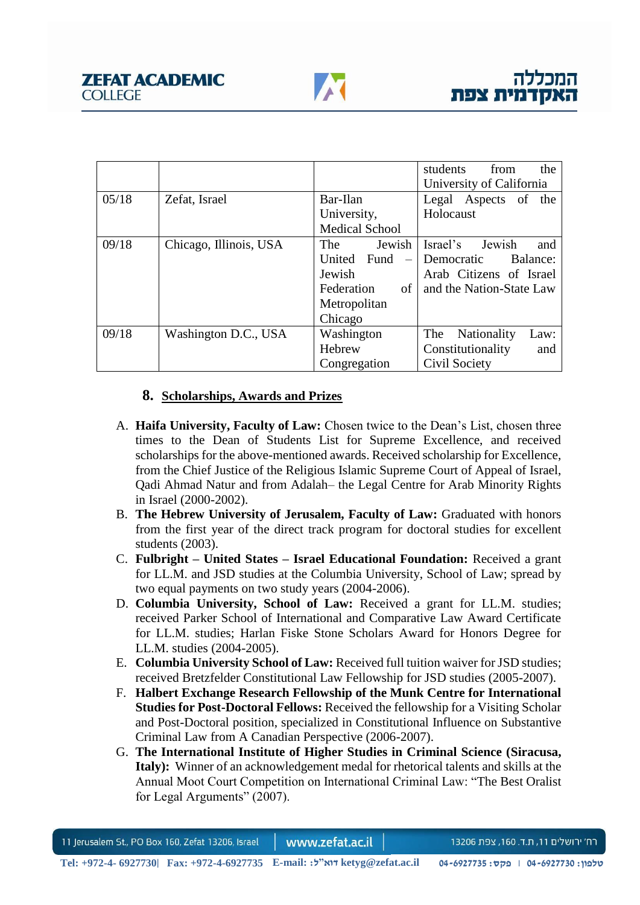| | | | |
|---|---|---|---|
| | | | students from the University of California |
| 05/18 | Zefat, Israel | Bar-Ilan University, Medical School | Legal Aspects of the Holocaust |
| 09/18 | Chicago, Illinois, USA | The Jewish United Fund – Jewish Federation of Metropolitan Chicago | Israel's Jewish and Democratic Balance: Arab Citizens of Israel and the Nation-State Law |
| 09/18 | Washington D.C., USA | Washington Hebrew Congregation | The Nationality Law: Constitutionality and Civil Society |

## 8. Scholarships, Awards and Prizes

A. **Haifa University, Faculty of Law:** Chosen twice to the Dean's List, chosen three times to the Dean of Students List for Supreme Excellence, and received scholarships for the above-mentioned awards. Received scholarship for Excellence, from the Chief Justice of the Religious Islamic Supreme Court of Appeal of Israel, Qadi Ahmad Natur and from Adalah– the Legal Centre for Arab Minority Rights in Israel (2000-2002).

B. **The Hebrew University of Jerusalem, Faculty of Law:** Graduated with honors from the first year of the direct track program for doctoral studies for excellent students (2003).

C. **Fulbright – United States – Israel Educational Foundation:** Received a grant for LL.M. and JSD studies at the Columbia University, School of Law; spread by two equal payments on two study years (2004-2006).

D. **Columbia University, School of Law:** Received a grant for LL.M. studies; received Parker School of International and Comparative Law Award Certificate for LL.M. studies; Harlan Fiske Stone Scholars Award for Honors Degree for LL.M. studies (2004-2005).

E. **Columbia University School of Law:** Received full tuition waiver for JSD studies; received Bretzfelder Constitutional Law Fellowship for JSD studies (2005-2007).

F. **Halbert Exchange Research Fellowship of the Munk Centre for International Studies for Post-Doctoral Fellows:** Received the fellowship for a Visiting Scholar and Post-Doctoral position, specialized in Constitutional Influence on Substantive Criminal Law from A Canadian Perspective (2006-2007).

G. **The International Institute of Higher Studies in Criminal Science (Siracusa, Italy):** Winner of an acknowledgement medal for rhetorical talents and skills at the Annual Moot Court Competition on International Criminal Law: "The Best Oralist for Legal Arguments" (2007).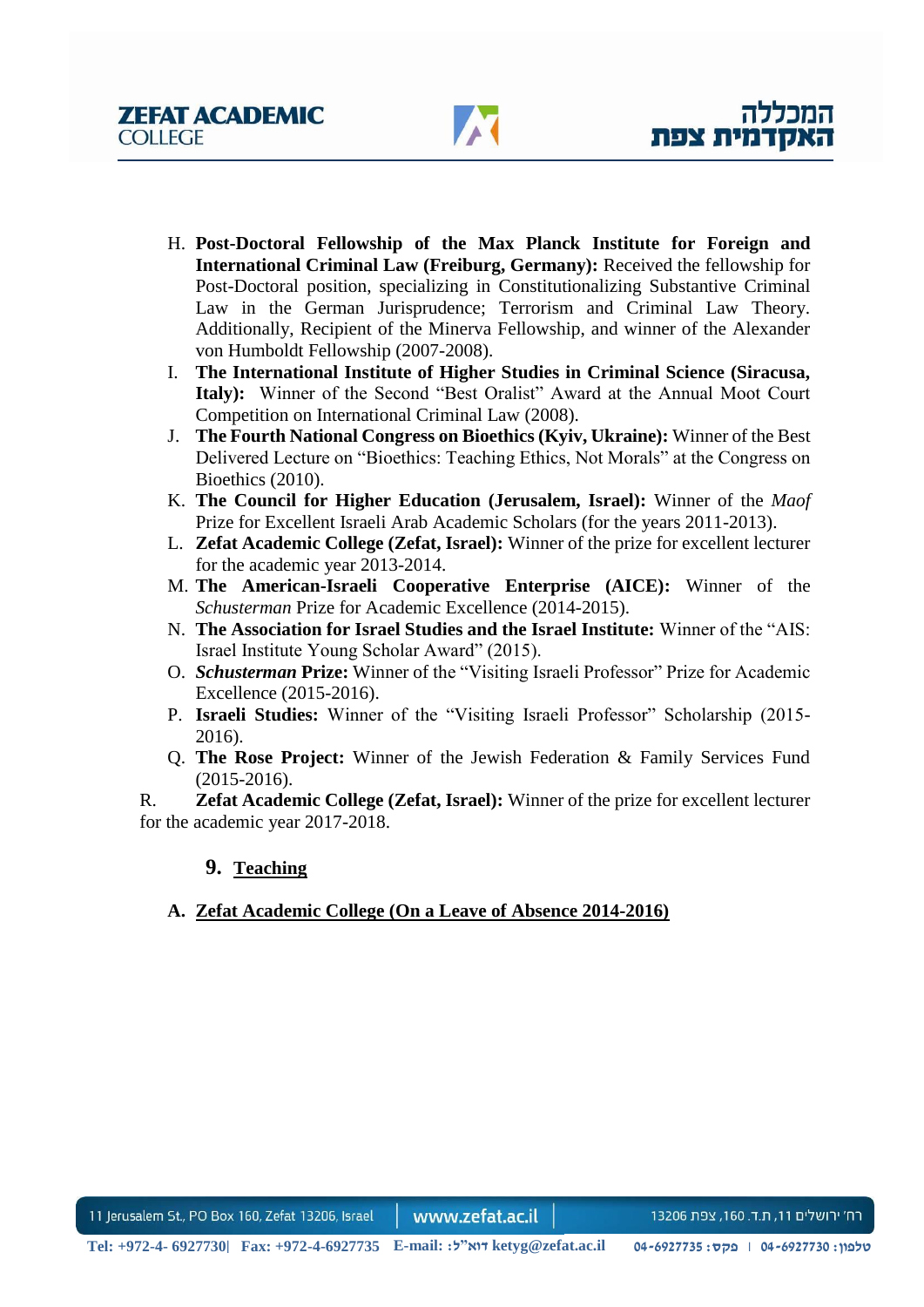H. **Post-Doctoral Fellowship of the Max Planck Institute for Foreign and International Criminal Law (Freiburg, Germany):** Received the fellowship for Post-Doctoral position, specializing in Constitutionalizing Substantive Criminal Law in the German Jurisprudence; Terrorism and Criminal Law Theory. Additionally, Recipient of the Minerva Fellowship, and winner of the Alexander von Humboldt Fellowship (2007-2008).

I. **The International Institute of Higher Studies in Criminal Science (Siracusa, Italy):** Winner of the Second "Best Oralist" Award at the Annual Moot Court Competition on International Criminal Law (2008).

J. **The Fourth National Congress on Bioethics (Kyiv, Ukraine):** Winner of the Best Delivered Lecture on "Bioethics: Teaching Ethics, Not Morals" at the Congress on Bioethics (2010).

K. **The Council for Higher Education (Jerusalem, Israel):** Winner of the *Maof* Prize for Excellent Israeli Arab Academic Scholars (for the years 2011-2013).

L. **Zefat Academic College (Zefat, Israel):** Winner of the prize for excellent lecturer for the academic year 2013-2014.

M. **The American-Israeli Cooperative Enterprise (AICE):** Winner of the *Schusterman* Prize for Academic Excellence (2014-2015).

N. **The Association for Israel Studies and the Israel Institute:** Winner of the "AIS: Israel Institute Young Scholar Award" (2015).

O. ***Schusterman* Prize:** Winner of the "Visiting Israeli Professor" Prize for Academic Excellence (2015-2016).

P. **Israeli Studies:** Winner of the "Visiting Israeli Professor" Scholarship (2015-2016).

Q. **The Rose Project:** Winner of the Jewish Federation & Family Services Fund (2015-2016).

R. **Zefat Academic College (Zefat, Israel):** Winner of the prize for excellent lecturer for the academic year 2017-2018.

## 9. Teaching

### A. Zefat Academic College (On a Leave of Absence 2014-2016)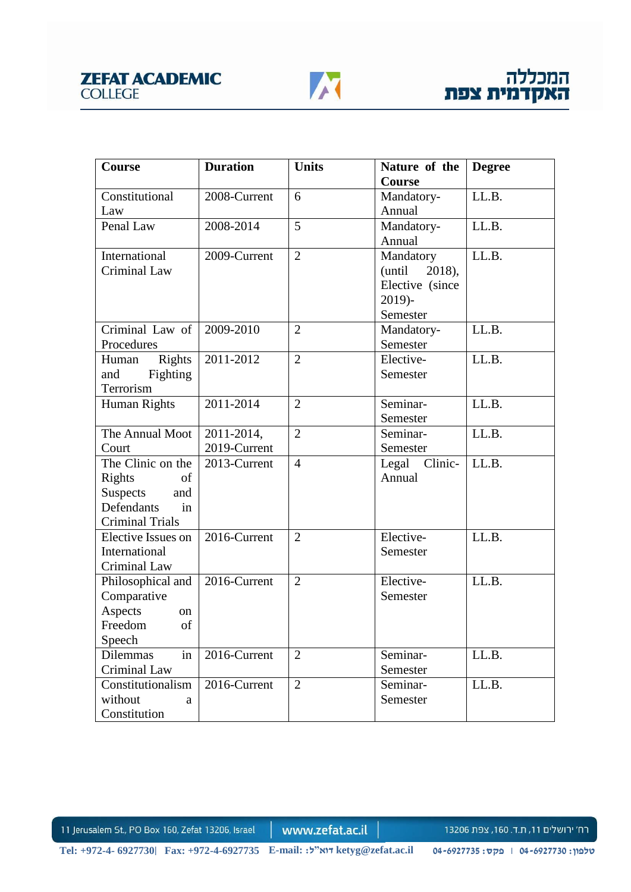| Course | Duration | Units | Nature of the Course | Degree |
|---|---|---|---|---|
| Constitutional Law | 2008-Current | 6 | Mandatory-Annual | LL.B. |
| Penal Law | 2008-2014 | 5 | Mandatory-Annual | LL.B. |
| International Criminal Law | 2009-Current | 2 | Mandatory (until 2018), Elective (since 2019)-Semester | LL.B. |
| Criminal Law of Procedures | 2009-2010 | 2 | Mandatory-Semester | LL.B. |
| Human Rights and Fighting Terrorism | 2011-2012 | 2 | Elective-Semester | LL.B. |
| Human Rights | 2011-2014 | 2 | Seminar-Semester | LL.B. |
| The Annual Moot Court | 2011-2014, 2019-Current | 2 | Seminar-Semester | LL.B. |
| The Clinic on the Rights of Suspects and Defendants in Criminal Trials | 2013-Current | 4 | Legal Clinic-Annual | LL.B. |
| Elective Issues on International Criminal Law | 2016-Current | 2 | Elective-Semester | LL.B. |
| Philosophical and Comparative Aspects on Freedom of Speech | 2016-Current | 2 | Elective-Semester | LL.B. |
| Dilemmas in Criminal Law | 2016-Current | 2 | Seminar-Semester | LL.B. |
| Constitutionalism without a Constitution | 2016-Current | 2 | Seminar-Semester | LL.B. |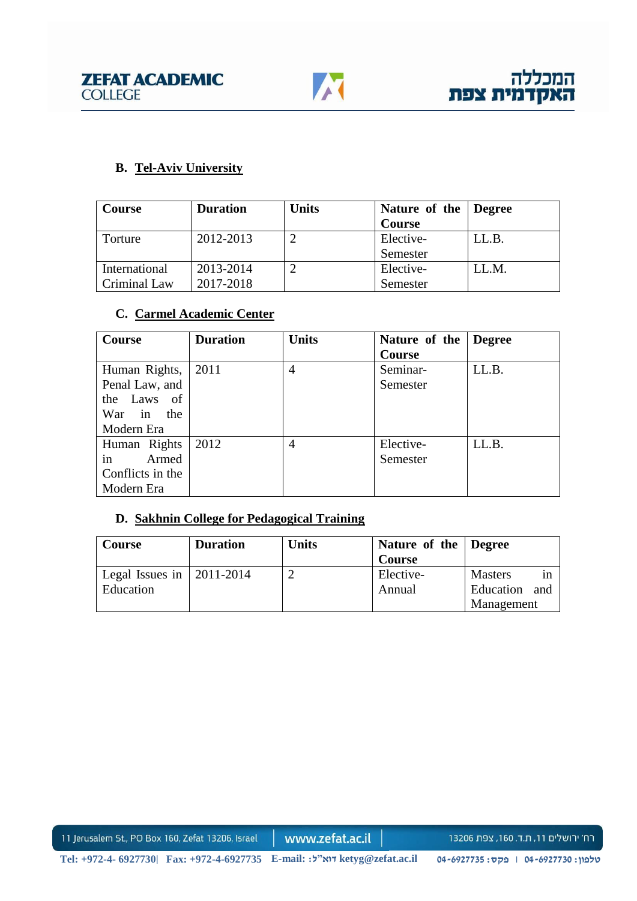### B. Tel-Aviv University

| Course | Duration | Units | Nature of the Course | Degree |
|---|---|---|---|---|
| Torture | 2012-2013 | 2 | Elective-Semester | LL.B. |
| International Criminal Law | 2013-2014 2017-2018 | 2 | Elective-Semester | LL.M. |

### C. Carmel Academic Center

| Course | Duration | Units | Nature of the Course | Degree |
|---|---|---|---|---|
| Human Rights, Penal Law, and the Laws of War in the Modern Era | 2011 | 4 | Seminar-Semester | LL.B. |
| Human Rights in Armed Conflicts in the Modern Era | 2012 | 4 | Elective-Semester | LL.B. |

### D. Sakhnin College for Pedagogical Training

| Course | Duration | Units | Nature of the Course | Degree |
|---|---|---|---|---|
| Legal Issues in Education | 2011-2014 | 2 | Elective-Annual | Masters in Education and Management |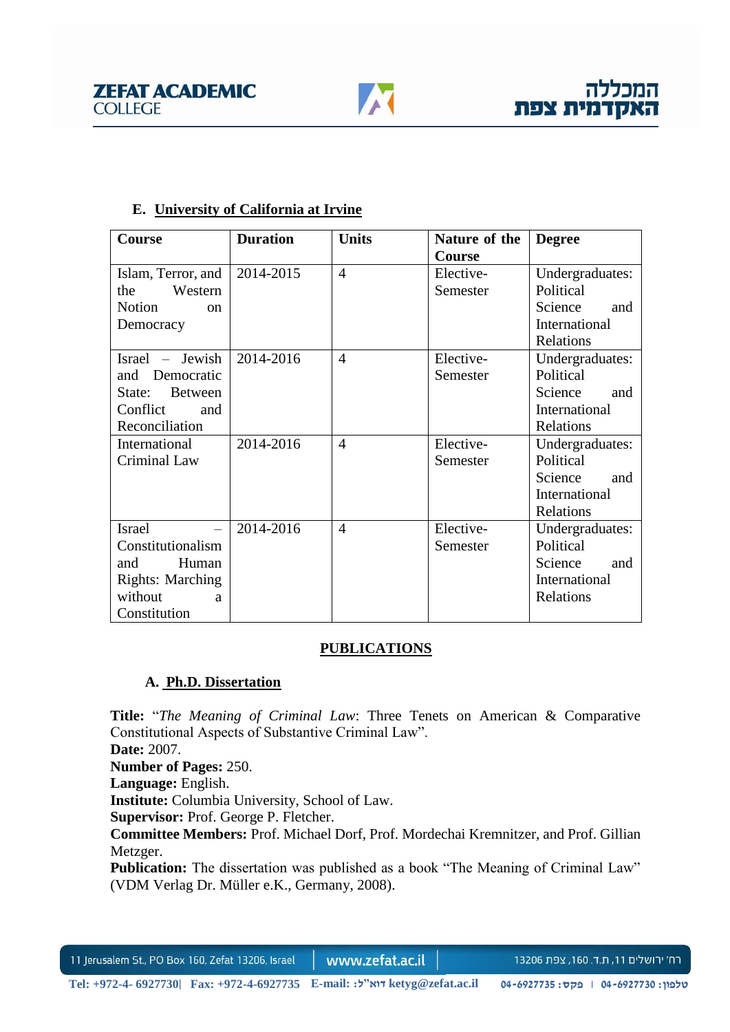**E. University of California at Irvine**

| Course | Duration | Units | Nature of the Course | Degree |
| --- | --- | --- | --- | --- |
| Islam, Terror, and the Western Notion on Democracy | 2014-2015 | 4 | Elective-Semester | Undergraduates: Political Science and International Relations |
| Israel – Jewish and Democratic State: Between Conflict and Reconciliation | 2014-2016 | 4 | Elective-Semester | Undergraduates: Political Science and International Relations |
| International Criminal Law | 2014-2016 | 4 | Elective-Semester | Undergraduates: Political Science and International Relations |
| Israel – Constitutionalism and Human Rights: Marching without a Constitution | 2014-2016 | 4 | Elective-Semester | Undergraduates: Political Science and International Relations |

## PUBLICATIONS

### A. Ph.D. Dissertation

**Title:** "*The Meaning of Criminal Law*: Three Tenets on American & Comparative Constitutional Aspects of Substantive Criminal Law".
**Date:** 2007.
**Number of Pages:** 250.
**Language:** English.
**Institute:** Columbia University, School of Law.
**Supervisor:** Prof. George P. Fletcher.
**Committee Members:** Prof. Michael Dorf, Prof. Mordechai Kremnitzer, and Prof. Gillian Metzger.
**Publication:** The dissertation was published as a book "The Meaning of Criminal Law" (VDM Verlag Dr. Müller e.K., Germany, 2008).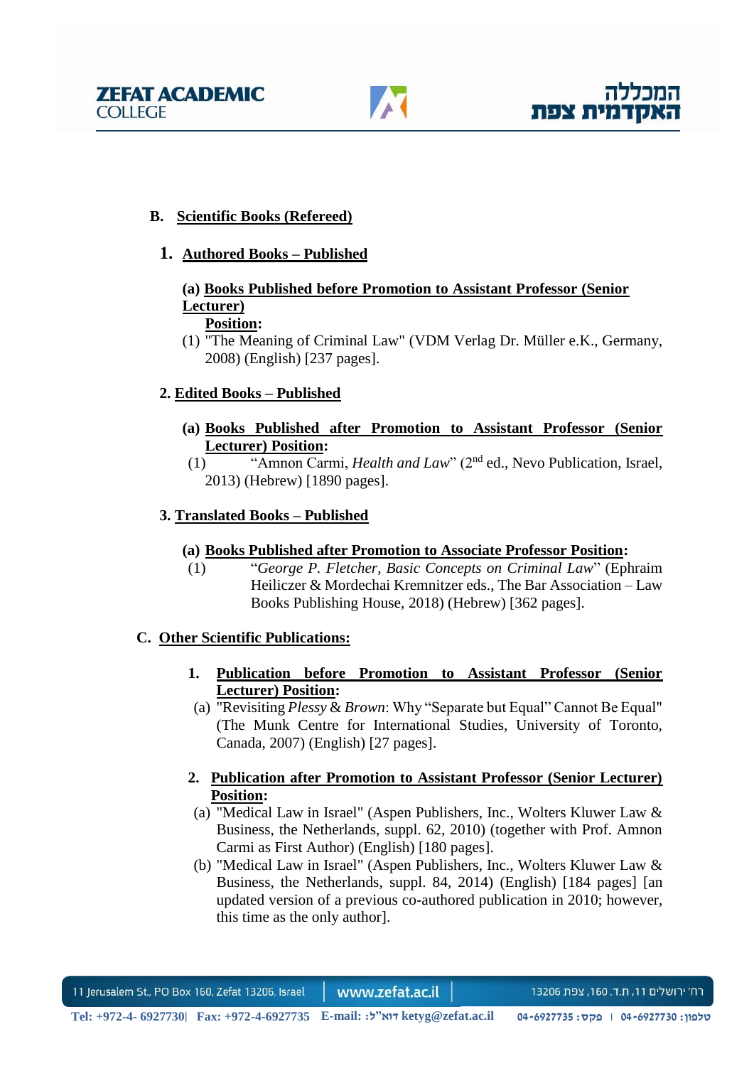**B. Scientific Books (Refereed)**

**1. Authored Books – Published**

**(a) Books Published before Promotion to Assistant Professor (Senior Lecturer) Position:**

(1) "The Meaning of Criminal Law" (VDM Verlag Dr. Müller e.K., Germany, 2008) (English) [237 pages].

**2. Edited Books – Published**

**(a) Books Published after Promotion to Assistant Professor (Senior Lecturer) Position:**

(1) "Amnon Carmi, *Health and Law*" (2nd ed., Nevo Publication, Israel, 2013) (Hebrew) [1890 pages].

**3. Translated Books – Published**

**(a) Books Published after Promotion to Associate Professor Position:**

(1) "*George P. Fletcher, Basic Concepts on Criminal Law*" (Ephraim Heiliczer & Mordechai Kremnitzer eds., The Bar Association – Law Books Publishing House, 2018) (Hebrew) [362 pages].

**C. Other Scientific Publications:**

**1. Publication before Promotion to Assistant Professor (Senior Lecturer) Position:**

(a) "Revisiting *Plessy* & *Brown*: Why "Separate but Equal" Cannot Be Equal" (The Munk Centre for International Studies, University of Toronto, Canada, 2007) (English) [27 pages].

**2. Publication after Promotion to Assistant Professor (Senior Lecturer) Position:**

(a) "Medical Law in Israel" (Aspen Publishers, Inc., Wolters Kluwer Law & Business, the Netherlands, suppl. 62, 2010) (together with Prof. Amnon Carmi as First Author) (English) [180 pages].

(b) "Medical Law in Israel" (Aspen Publishers, Inc., Wolters Kluwer Law & Business, the Netherlands, suppl. 84, 2014) (English) [184 pages] [an updated version of a previous co-authored publication in 2010; however, this time as the only author].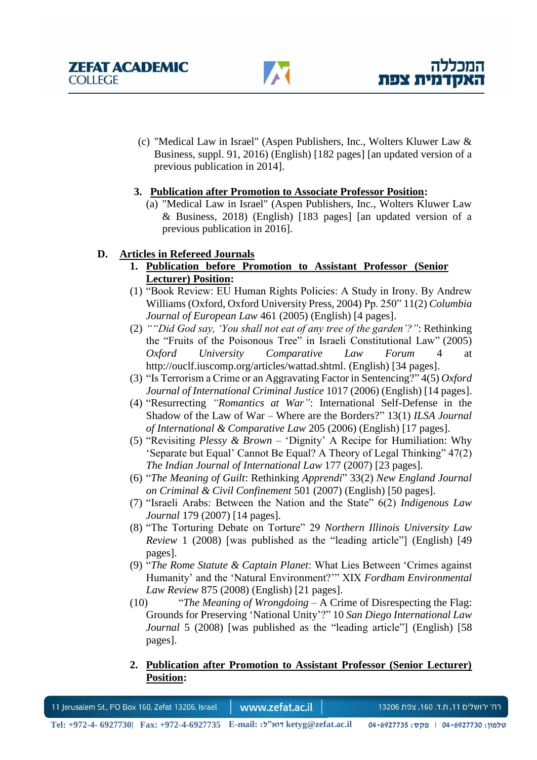(c) "Medical Law in Israel" (Aspen Publishers, Inc., Wolters Kluwer Law & Business, suppl. 91, 2016) (English) [182 pages] [an updated version of a previous publication in 2014].

**3. <u>Publication after Promotion to Associate Professor Position</u>:**

(a) "Medical Law in Israel" (Aspen Publishers, Inc., Wolters Kluwer Law & Business, 2018) (English) [183 pages] [an updated version of a previous publication in 2016].

## D. <u>Articles in Refereed Journals</u>

**1. <u>Publication before Promotion to Assistant Professor (Senior Lecturer) Position</u>:**

(1) "Book Review: EU Human Rights Policies: A Study in Irony. By Andrew Williams (Oxford, Oxford University Press, 2004) Pp. 250" 11(2) *Columbia Journal of European Law* 461 (2005) (English) [4 pages].

(2) *""Did God say, 'You shall not eat of any tree of the garden'?"*: Rethinking the "Fruits of the Poisonous Tree" in Israeli Constitutional Law" (2005) *Oxford University Comparative Law Forum* 4 at http://ouclf.iuscomp.org/articles/wattad.shtml. (English) [34 pages].

(3) "Is Terrorism a Crime or an Aggravating Factor in Sentencing?" 4(5) *Oxford Journal of International Criminal Justice* 1017 (2006) (English) [14 pages].

(4) "Resurrecting *"Romantics at War"*: International Self-Defense in the Shadow of the Law of War – Where are the Borders?" 13(1) *ILSA Journal of International & Comparative Law* 205 (2006) (English) [17 pages].

(5) "Revisiting *Plessy & Brown* – 'Dignity' A Recipe for Humiliation: Why 'Separate but Equal' Cannot Be Equal? A Theory of Legal Thinking" 47(2) *The Indian Journal of International Law* 177 (2007) [23 pages].

(6) "*The Meaning of Guilt*: Rethinking *Apprendi*" 33(2) *New England Journal on Criminal & Civil Confinement* 501 (2007) (English) [50 pages].

(7) "Israeli Arabs: Between the Nation and the State" 6(2) *Indigenous Law Journal* 179 (2007) [14 pages].

(8) "The Torturing Debate on Torture" 29 *Northern Illinois University Law Review* 1 (2008) [was published as the "leading article"] (English) [49 pages].

(9) "*The Rome Statute & Captain Planet*: What Lies Between 'Crimes against Humanity' and the 'Natural Environment?'" XIX *Fordham Environmental Law Review* 875 (2008) (English) [21 pages].

(10) "*The Meaning of Wrongdoing* – A Crime of Disrespecting the Flag: Grounds for Preserving 'National Unity'?" 10 *San Diego International Law Journal* 5 (2008) [was published as the "leading article"] (English) [58 pages].

**2. <u>Publication after Promotion to Assistant Professor (Senior Lecturer) Position</u>:**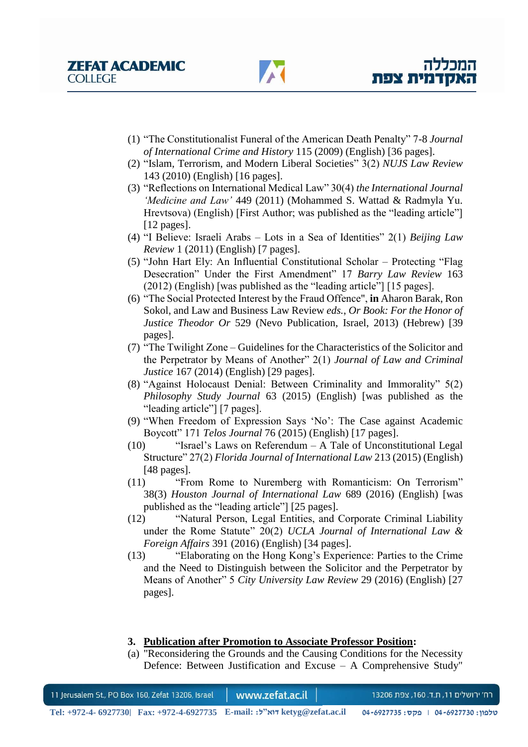(1) “The Constitutionalist Funeral of the American Death Penalty” 7-8 *Journal of International Crime and History* 115 (2009) (English) [36 pages].

(2) “Islam, Terrorism, and Modern Liberal Societies” 3(2) *NUJS Law Review* 143 (2010) (English) [16 pages].

(3) “Reflections on International Medical Law” 30(4) *the International Journal ‘Medicine and Law’* 449 (2011) (Mohammed S. Wattad & Radmyla Yu. Hrevtsova) (English) [First Author; was published as the “leading article”] [12 pages].

(4) “I Believe: Israeli Arabs – Lots in a Sea of Identities” 2(1) *Beijing Law Review* 1 (2011) (English) [7 pages].

(5) “John Hart Ely: An Influential Constitutional Scholar – Protecting “Flag Desecration” Under the First Amendment” 17 *Barry Law Review* 163 (2012) (English) [was published as the “leading article”] [15 pages].

(6) “The Social Protected Interest by the Fraud Offence", **in** Aharon Barak, Ron Sokol, and Law and Business Law Review *eds.*, *Or Book: For the Honor of Justice Theodor Or* 529 (Nevo Publication, Israel, 2013) (Hebrew) [39 pages].

(7) “The Twilight Zone – Guidelines for the Characteristics of the Solicitor and the Perpetrator by Means of Another” 2(1) *Journal of Law and Criminal Justice* 167 (2014) (English) [29 pages].

(8) “Against Holocaust Denial: Between Criminality and Immorality” 5(2) *Philosophy Study Journal* 63 (2015) (English) [was published as the “leading article”] [7 pages].

(9) “When Freedom of Expression Says ‘No’: The Case against Academic Boycott” 171 *Telos Journal* 76 (2015) (English) [17 pages].

(10) “Israel’s Laws on Referendum – A Tale of Unconstitutional Legal Structure” 27(2) *Florida Journal of International Law* 213 (2015) (English) [48 pages].

(11) “From Rome to Nuremberg with Romanticism: On Terrorism” 38(3) *Houston Journal of International Law* 689 (2016) (English) [was published as the “leading article”] [25 pages].

(12) “Natural Person, Legal Entities, and Corporate Criminal Liability under the Rome Statute” 20(2) *UCLA Journal of International Law & Foreign Affairs* 391 (2016) (English) [34 pages].

(13) “Elaborating on the Hong Kong’s Experience: Parties to the Crime and the Need to Distinguish between the Solicitor and the Perpetrator by Means of Another” 5 *City University Law Review* 29 (2016) (English) [27 pages].

### 3. <u>Publication after Promotion to Associate Professor Position</u>:

(a) "Reconsidering the Grounds and the Causing Conditions for the Necessity Defence: Between Justification and Excuse – A Comprehensive Study"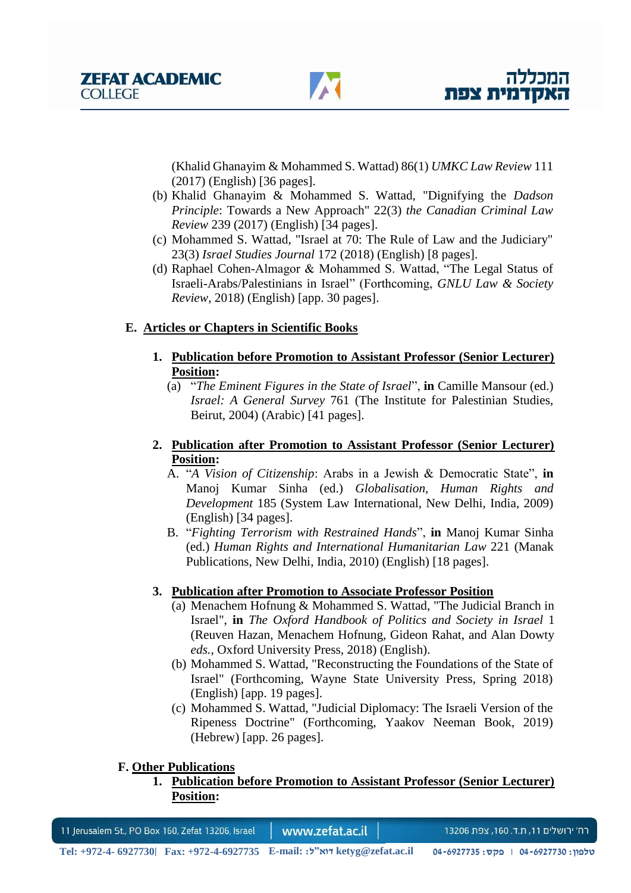(Khalid Ghanayim & Mohammed S. Wattad) 86(1) *UMKC Law Review* 111 (2017) (English) [36 pages].

(b) Khalid Ghanayim & Mohammed S. Wattad, "Dignifying the *Dadson Principle*: Towards a New Approach" 22(3) *the Canadian Criminal Law Review* 239 (2017) (English) [34 pages].

(c) Mohammed S. Wattad, "Israel at 70: The Rule of Law and the Judiciary" 23(3) *Israel Studies Journal* 172 (2018) (English) [8 pages].

(d) Raphael Cohen-Almagor & Mohammed S. Wattad, "The Legal Status of Israeli-Arabs/Palestinians in Israel" (Forthcoming, *GNLU Law & Society Review*, 2018) (English) [app. 30 pages].

## E. Articles or Chapters in Scientific Books

### 1. Publication before Promotion to Assistant Professor (Senior Lecturer) Position:

(a) "*The Eminent Figures in the State of Israel*", **in** Camille Mansour (ed.) *Israel: A General Survey* 761 (The Institute for Palestinian Studies, Beirut, 2004) (Arabic) [41 pages].

### 2. Publication after Promotion to Assistant Professor (Senior Lecturer) Position:

A. "*A Vision of Citizenship*: Arabs in a Jewish & Democratic State", **in** Manoj Kumar Sinha (ed.) *Globalisation, Human Rights and Development* 185 (System Law International, New Delhi, India, 2009) (English) [34 pages].

B. "*Fighting Terrorism with Restrained Hands*", **in** Manoj Kumar Sinha (ed.) *Human Rights and International Humanitarian Law* 221 (Manak Publications, New Delhi, India, 2010) (English) [18 pages].

### 3. Publication after Promotion to Associate Professor Position

(a) Menachem Hofnung & Mohammed S. Wattad, "The Judicial Branch in Israel", **in** *The Oxford Handbook of Politics and Society in Israel* 1 (Reuven Hazan, Menachem Hofnung, Gideon Rahat, and Alan Dowty *eds.*, Oxford University Press, 2018) (English).

(b) Mohammed S. Wattad, "Reconstructing the Foundations of the State of Israel" (Forthcoming, Wayne State University Press, Spring 2018) (English) [app. 19 pages].

(c) Mohammed S. Wattad, "Judicial Diplomacy: The Israeli Version of the Ripeness Doctrine" (Forthcoming, Yaakov Neeman Book, 2019) (Hebrew) [app. 26 pages].

## F. Other Publications

### 1. Publication before Promotion to Assistant Professor (Senior Lecturer) Position: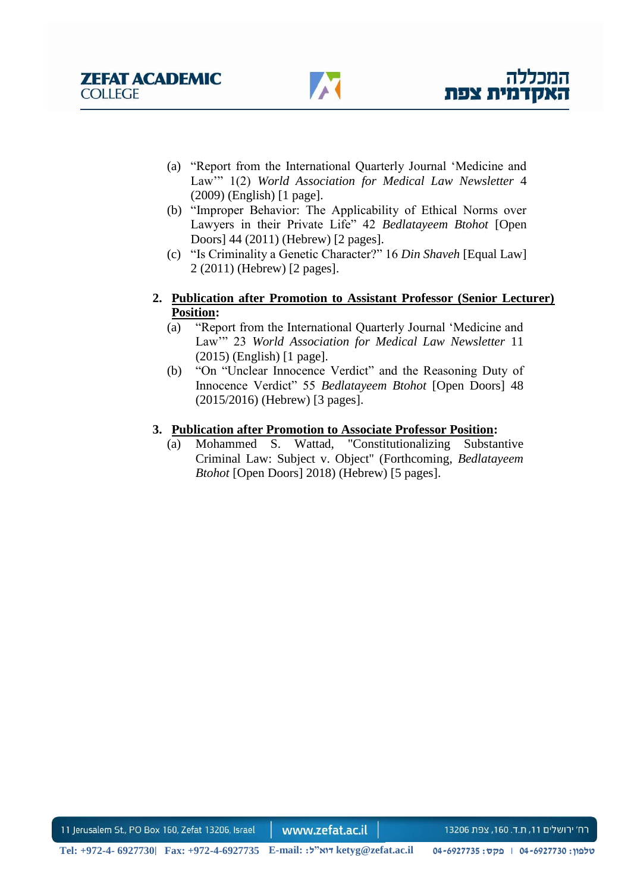(a) "Report from the International Quarterly Journal 'Medicine and Law'" 1(2) *World Association for Medical Law Newsletter* 4 (2009) (English) [1 page].
(b) "Improper Behavior: The Applicability of Ethical Norms over Lawyers in their Private Life" 42 *Bedlatayeem Btohot* [Open Doors] 44 (2011) (Hebrew) [2 pages].
(c) "Is Criminality a Genetic Character?" 16 *Din Shaveh* [Equal Law] 2 (2011) (Hebrew) [2 pages].

2. **<u>Publication after Promotion to Assistant Professor (Senior Lecturer) Position</u>:**
   (a) "Report from the International Quarterly Journal 'Medicine and Law'" 23 *World Association for Medical Law Newsletter* 11 (2015) (English) [1 page].
   (b) "On "Unclear Innocence Verdict" and the Reasoning Duty of Innocence Verdict" 55 *Bedlatayeem Btohot* [Open Doors] 48 (2015/2016) (Hebrew) [3 pages].

3. **<u>Publication after Promotion to Associate Professor Position</u>:**
   (a) Mohammed S. Wattad, "Constitutionalizing Substantive Criminal Law: Subject v. Object" (Forthcoming, *Bedlatayeem Btohot* [Open Doors] 2018) (Hebrew) [5 pages].